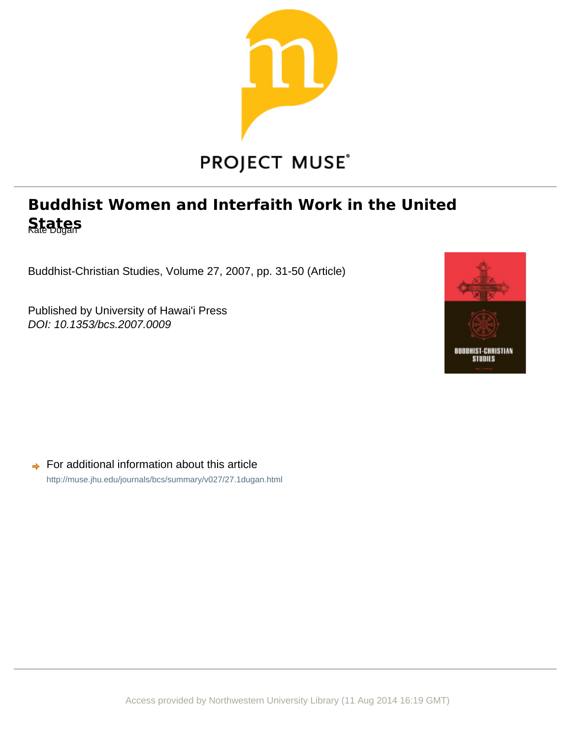PROJECT MUSE®

# Buddhist Women and Interfaith Work in the United States

Kate Dugan

Buddhist-Christian Studies, Volume 27, 2007, pp. 31-50 (Article)

Published by University of Hawai'i Press

*DOI: 10.1353/bcs.2007.0009*

For additional information about this article

http://muse.jhu.edu/journals/bcs/summary/v027/27.1dugan.html

Access provided by Northwestern University Library (11 Aug 2014 16:19 GMT)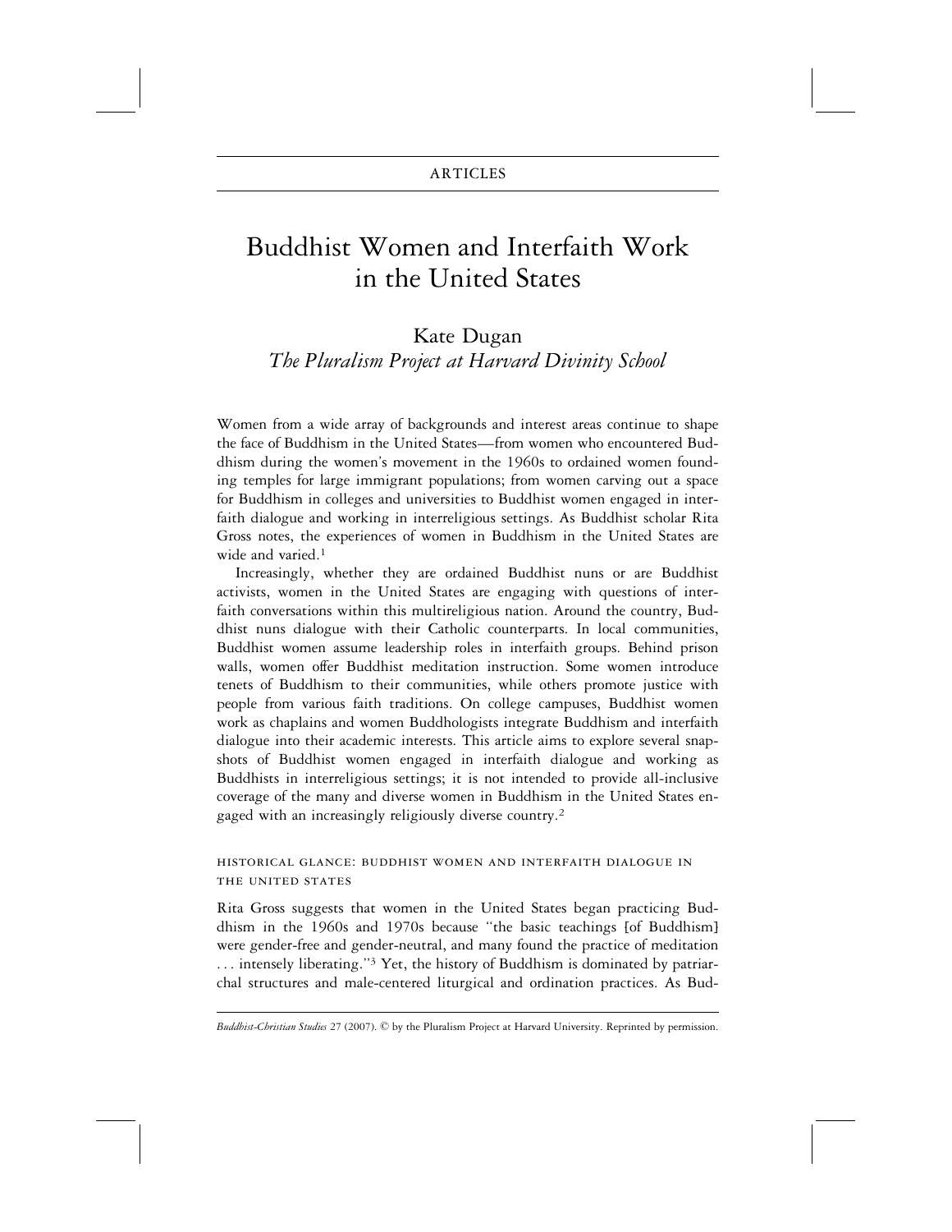ARTICLES

# Buddhist Women and Interfaith Work in the United States

Kate Dugan
*The Pluralism Project at Harvard Divinity School*

Women from a wide array of backgrounds and interest areas continue to shape the face of Buddhism in the United States—from women who encountered Buddhism during the women's movement in the 1960s to ordained women founding temples for large immigrant populations; from women carving out a space for Buddhism in colleges and universities to Buddhist women engaged in interfaith dialogue and working in interreligious settings. As Buddhist scholar Rita Gross notes, the experiences of women in Buddhism in the United States are wide and varied.[1]

Increasingly, whether they are ordained Buddhist nuns or are Buddhist activists, women in the United States are engaging with questions of interfaith conversations within this multireligious nation. Around the country, Buddhist nuns dialogue with their Catholic counterparts. In local communities, Buddhist women assume leadership roles in interfaith groups. Behind prison walls, women offer Buddhist meditation instruction. Some women introduce tenets of Buddhism to their communities, while others promote justice with people from various faith traditions. On college campuses, Buddhist women work as chaplains and women Buddhologists integrate Buddhism and interfaith dialogue into their academic interests. This article aims to explore several snapshots of Buddhist women engaged in interfaith dialogue and working as Buddhists in interreligious settings; it is not intended to provide all-inclusive coverage of the many and diverse women in Buddhism in the United States engaged with an increasingly religiously diverse country.[2]

## HISTORICAL GLANCE: BUDDHIST WOMEN AND INTERFAITH DIALOGUE IN THE UNITED STATES

Rita Gross suggests that women in the United States began practicing Buddhism in the 1960s and 1970s because "the basic teachings [of Buddhism] were gender-free and gender-neutral, and many found the practice of meditation . . . intensely liberating."[3] Yet, the history of Buddhism is dominated by patriarchal structures and male-centered liturgical and ordination practices. As Bud-

*Buddhist-Christian Studies* 27 (2007). © by the Pluralism Project at Harvard University. Reprinted by permission.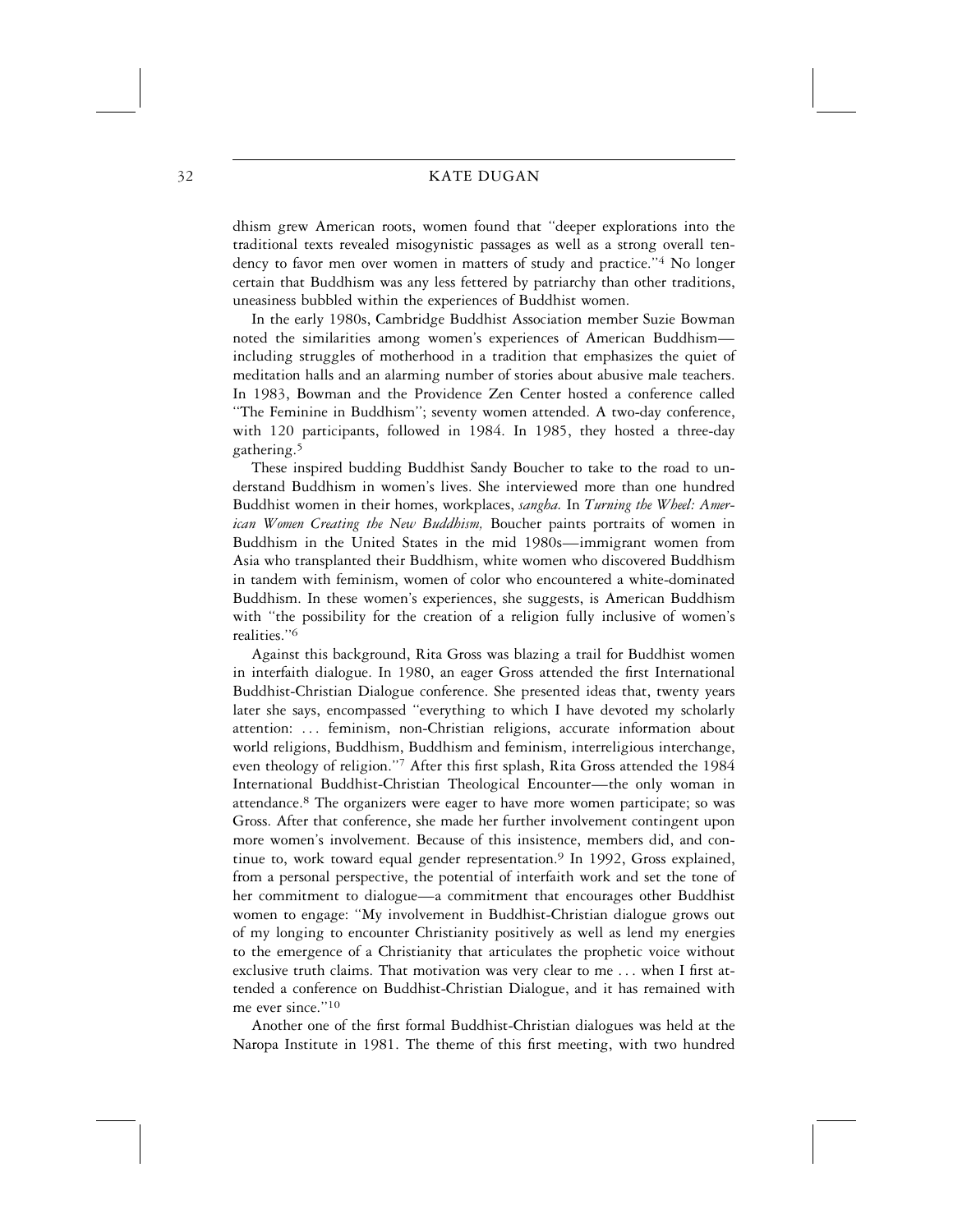dhism grew American roots, women found that "deeper explorations into the traditional texts revealed misogynistic passages as well as a strong overall tendency to favor men over women in matters of study and practice."[4] No longer certain that Buddhism was any less fettered by patriarchy than other traditions, uneasiness bubbled within the experiences of Buddhist women.

In the early 1980s, Cambridge Buddhist Association member Suzie Bowman noted the similarities among women's experiences of American Buddhism—including struggles of motherhood in a tradition that emphasizes the quiet of meditation halls and an alarming number of stories about abusive male teachers. In 1983, Bowman and the Providence Zen Center hosted a conference called "The Feminine in Buddhism"; seventy women attended. A two-day conference, with 120 participants, followed in 1984. In 1985, they hosted a three-day gathering.[5]

These inspired budding Buddhist Sandy Boucher to take to the road to understand Buddhism in women's lives. She interviewed more than one hundred Buddhist women in their homes, workplaces, *sangha.* In *Turning the Wheel: American Women Creating the New Buddhism,* Boucher paints portraits of women in Buddhism in the United States in the mid 1980s—immigrant women from Asia who transplanted their Buddhism, white women who discovered Buddhism in tandem with feminism, women of color who encountered a white-dominated Buddhism. In these women's experiences, she suggests, is American Buddhism with "the possibility for the creation of a religion fully inclusive of women's realities."[6]

Against this background, Rita Gross was blazing a trail for Buddhist women in interfaith dialogue. In 1980, an eager Gross attended the first International Buddhist-Christian Dialogue conference. She presented ideas that, twenty years later she says, encompassed "everything to which I have devoted my scholarly attention: . . . feminism, non-Christian religions, accurate information about world religions, Buddhism, Buddhism and feminism, interreligious interchange, even theology of religion."[7] After this first splash, Rita Gross attended the 1984 International Buddhist-Christian Theological Encounter—the only woman in attendance.[8] The organizers were eager to have more women participate; so was Gross. After that conference, she made her further involvement contingent upon more women's involvement. Because of this insistence, members did, and continue to, work toward equal gender representation.[9] In 1992, Gross explained, from a personal perspective, the potential of interfaith work and set the tone of her commitment to dialogue—a commitment that encourages other Buddhist women to engage: "My involvement in Buddhist-Christian dialogue grows out of my longing to encounter Christianity positively as well as lend my energies to the emergence of a Christianity that articulates the prophetic voice without exclusive truth claims. That motivation was very clear to me . . . when I first attended a conference on Buddhist-Christian Dialogue, and it has remained with me ever since."[10]

Another one of the first formal Buddhist-Christian dialogues was held at the Naropa Institute in 1981. The theme of this first meeting, with two hundred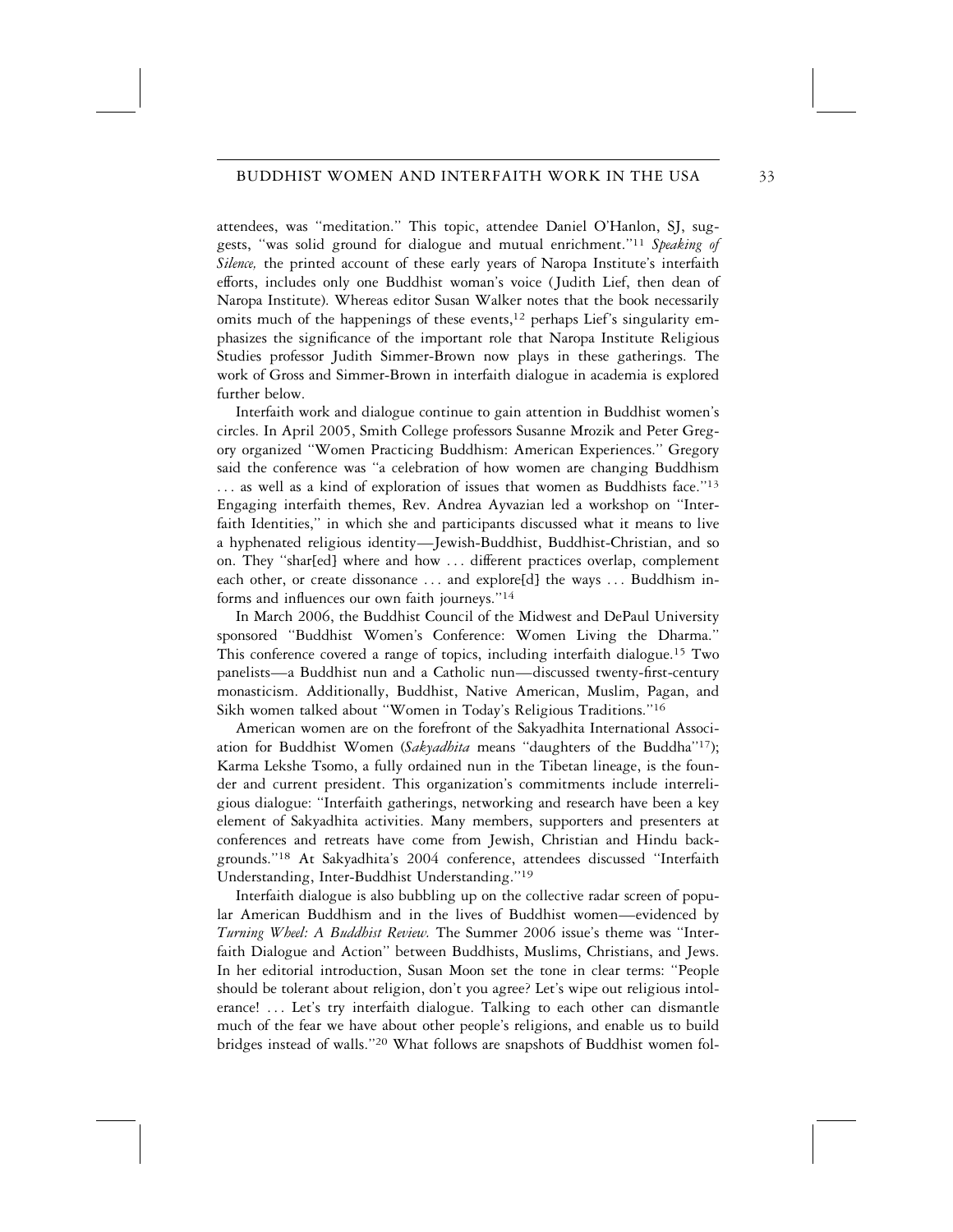attendees, was "meditation." This topic, attendee Daniel O'Hanlon, SJ, suggests, "was solid ground for dialogue and mutual enrichment."[11] *Speaking of Silence,* the printed account of these early years of Naropa Institute's interfaith efforts, includes only one Buddhist woman's voice (Judith Lief, then dean of Naropa Institute). Whereas editor Susan Walker notes that the book necessarily omits much of the happenings of these events,[12] perhaps Lief's singularity emphasizes the significance of the important role that Naropa Institute Religious Studies professor Judith Simmer-Brown now plays in these gatherings. The work of Gross and Simmer-Brown in interfaith dialogue in academia is explored further below.

Interfaith work and dialogue continue to gain attention in Buddhist women's circles. In April 2005, Smith College professors Susanne Mrozik and Peter Gregory organized "Women Practicing Buddhism: American Experiences." Gregory said the conference was "a celebration of how women are changing Buddhism . . . as well as a kind of exploration of issues that women as Buddhists face."[13] Engaging interfaith themes, Rev. Andrea Ayvazian led a workshop on "Interfaith Identities," in which she and participants discussed what it means to live a hyphenated religious identity—Jewish-Buddhist, Buddhist-Christian, and so on. They "shar[ed] where and how . . . different practices overlap, complement each other, or create dissonance . . . and explore[d] the ways . . . Buddhism informs and influences our own faith journeys."[14]

In March 2006, the Buddhist Council of the Midwest and DePaul University sponsored "Buddhist Women's Conference: Women Living the Dharma." This conference covered a range of topics, including interfaith dialogue.[15] Two panelists—a Buddhist nun and a Catholic nun—discussed twenty-first-century monasticism. Additionally, Buddhist, Native American, Muslim, Pagan, and Sikh women talked about "Women in Today's Religious Traditions."[16]

American women are on the forefront of the Sakyadhita International Association for Buddhist Women (*Sakyadhita* means "daughters of the Buddha"[17]); Karma Lekshe Tsomo, a fully ordained nun in the Tibetan lineage, is the founder and current president. This organization's commitments include interreligious dialogue: "Interfaith gatherings, networking and research have been a key element of Sakyadhita activities. Many members, supporters and presenters at conferences and retreats have come from Jewish, Christian and Hindu backgrounds."[18] At Sakyadhita's 2004 conference, attendees discussed "Interfaith Understanding, Inter-Buddhist Understanding."[19]

Interfaith dialogue is also bubbling up on the collective radar screen of popular American Buddhism and in the lives of Buddhist women—evidenced by *Turning Wheel: A Buddhist Review.* The Summer 2006 issue's theme was "Interfaith Dialogue and Action" between Buddhists, Muslims, Christians, and Jews. In her editorial introduction, Susan Moon set the tone in clear terms: "People should be tolerant about religion, don't you agree? Let's wipe out religious intolerance! . . . Let's try interfaith dialogue. Talking to each other can dismantle much of the fear we have about other people's religions, and enable us to build bridges instead of walls."[20] What follows are snapshots of Buddhist women fol-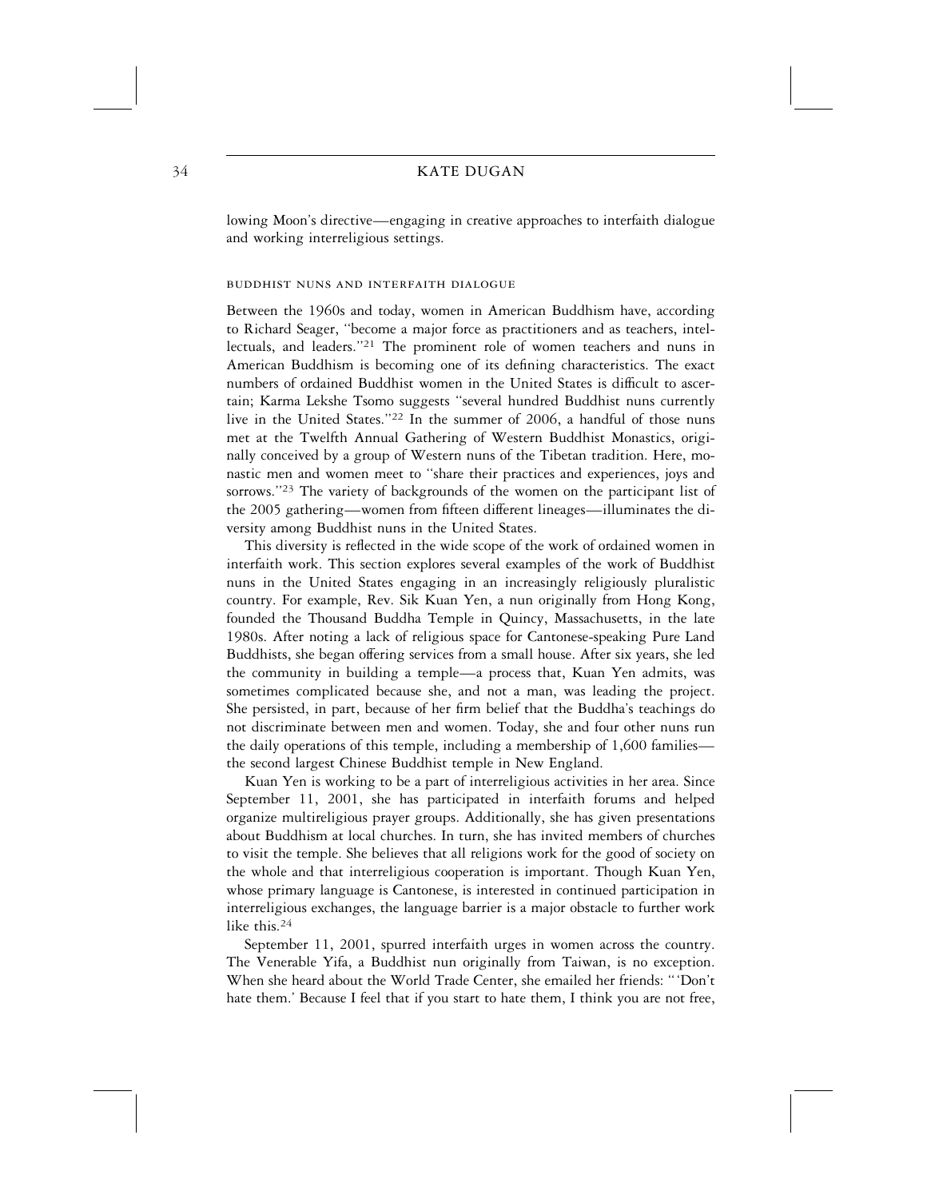lowing Moon's directive—engaging in creative approaches to interfaith dialogue and working interreligious settings.

## BUDDHIST NUNS AND INTERFAITH DIALOGUE

Between the 1960s and today, women in American Buddhism have, according to Richard Seager, "become a major force as practitioners and as teachers, intellectuals, and leaders."[21] The prominent role of women teachers and nuns in American Buddhism is becoming one of its defining characteristics. The exact numbers of ordained Buddhist women in the United States is difficult to ascertain; Karma Lekshe Tsomo suggests "several hundred Buddhist nuns currently live in the United States."[22] In the summer of 2006, a handful of those nuns met at the Twelfth Annual Gathering of Western Buddhist Monastics, originally conceived by a group of Western nuns of the Tibetan tradition. Here, monastic men and women meet to "share their practices and experiences, joys and sorrows."[23] The variety of backgrounds of the women on the participant list of the 2005 gathering—women from fifteen different lineages—illuminates the diversity among Buddhist nuns in the United States.

This diversity is reflected in the wide scope of the work of ordained women in interfaith work. This section explores several examples of the work of Buddhist nuns in the United States engaging in an increasingly religiously pluralistic country. For example, Rev. Sik Kuan Yen, a nun originally from Hong Kong, founded the Thousand Buddha Temple in Quincy, Massachusetts, in the late 1980s. After noting a lack of religious space for Cantonese-speaking Pure Land Buddhists, she began offering services from a small house. After six years, she led the community in building a temple—a process that, Kuan Yen admits, was sometimes complicated because she, and not a man, was leading the project. She persisted, in part, because of her firm belief that the Buddha's teachings do not discriminate between men and women. Today, she and four other nuns run the daily operations of this temple, including a membership of 1,600 families—the second largest Chinese Buddhist temple in New England.

Kuan Yen is working to be a part of interreligious activities in her area. Since September 11, 2001, she has participated in interfaith forums and helped organize multireligious prayer groups. Additionally, she has given presentations about Buddhism at local churches. In turn, she has invited members of churches to visit the temple. She believes that all religions work for the good of society on the whole and that interreligious cooperation is important. Though Kuan Yen, whose primary language is Cantonese, is interested in continued participation in interreligious exchanges, the language barrier is a major obstacle to further work like this.[24]

September 11, 2001, spurred interfaith urges in women across the country. The Venerable Yifa, a Buddhist nun originally from Taiwan, is no exception. When she heard about the World Trade Center, she emailed her friends: "'Don't hate them.' Because I feel that if you start to hate them, I think you are not free,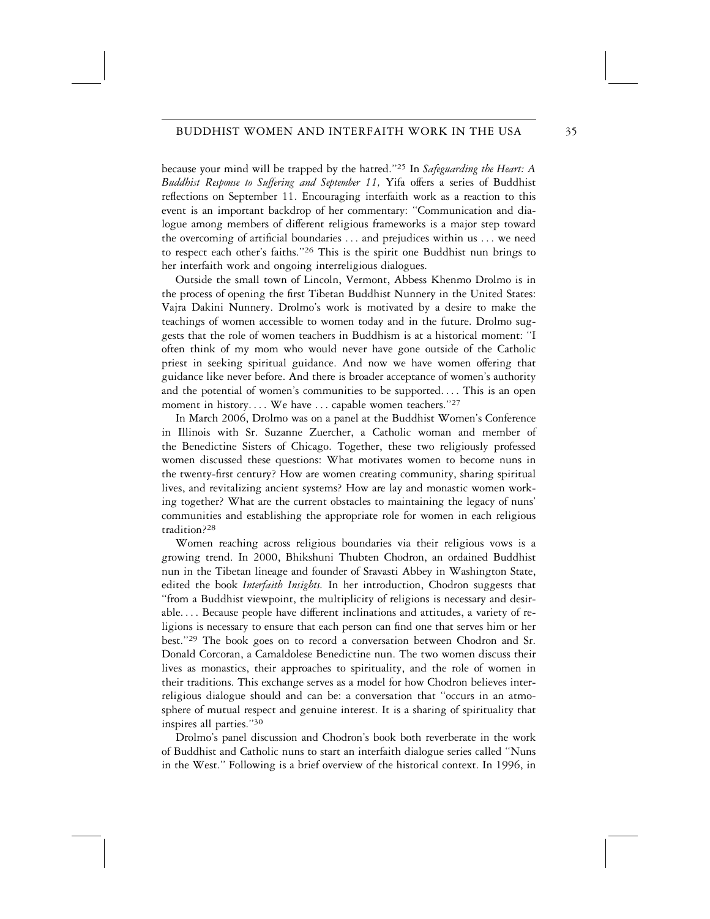because your mind will be trapped by the hatred."[25] In *Safeguarding the Heart: A Buddhist Response to Suffering and September 11,* Yifa offers a series of Buddhist reflections on September 11. Encouraging interfaith work as a reaction to this event is an important backdrop of her commentary: "Communication and dialogue among members of different religious frameworks is a major step toward the overcoming of artificial boundaries . . . and prejudices within us . . . we need to respect each other's faiths."[26] This is the spirit one Buddhist nun brings to her interfaith work and ongoing interreligious dialogues.

Outside the small town of Lincoln, Vermont, Abbess Khenmo Drolmo is in the process of opening the first Tibetan Buddhist Nunnery in the United States: Vajra Dakini Nunnery. Drolmo's work is motivated by a desire to make the teachings of women accessible to women today and in the future. Drolmo suggests that the role of women teachers in Buddhism is at a historical moment: "I often think of my mom who would never have gone outside of the Catholic priest in seeking spiritual guidance. And now we have women offering that guidance like never before. And there is broader acceptance of women's authority and the potential of women's communities to be supported. . . . This is an open moment in history. . . . We have . . . capable women teachers."[27]

In March 2006, Drolmo was on a panel at the Buddhist Women's Conference in Illinois with Sr. Suzanne Zuercher, a Catholic woman and member of the Benedictine Sisters of Chicago. Together, these two religiously professed women discussed these questions: What motivates women to become nuns in the twenty-first century? How are women creating community, sharing spiritual lives, and revitalizing ancient systems? How are lay and monastic women working together? What are the current obstacles to maintaining the legacy of nuns' communities and establishing the appropriate role for women in each religious tradition?[28]

Women reaching across religious boundaries via their religious vows is a growing trend. In 2000, Bhikshuni Thubten Chodron, an ordained Buddhist nun in the Tibetan lineage and founder of Sravasti Abbey in Washington State, edited the book *Interfaith Insights.* In her introduction, Chodron suggests that "from a Buddhist viewpoint, the multiplicity of religions is necessary and desirable. . . . Because people have different inclinations and attitudes, a variety of religions is necessary to ensure that each person can find one that serves him or her best."[29] The book goes on to record a conversation between Chodron and Sr. Donald Corcoran, a Camaldolese Benedictine nun. The two women discuss their lives as monastics, their approaches to spirituality, and the role of women in their traditions. This exchange serves as a model for how Chodron believes interreligious dialogue should and can be: a conversation that "occurs in an atmosphere of mutual respect and genuine interest. It is a sharing of spirituality that inspires all parties."[30]

Drolmo's panel discussion and Chodron's book both reverberate in the work of Buddhist and Catholic nuns to start an interfaith dialogue series called "Nuns in the West." Following is a brief overview of the historical context. In 1996, in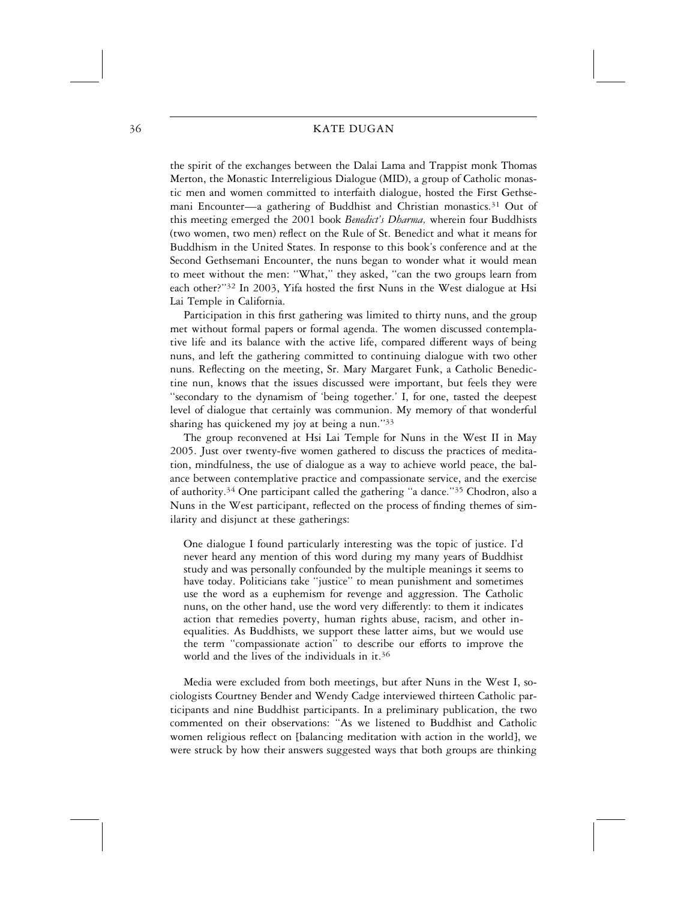the spirit of the exchanges between the Dalai Lama and Trappist monk Thomas Merton, the Monastic Interreligious Dialogue (MID), a group of Catholic monastic men and women committed to interfaith dialogue, hosted the First Gethsemani Encounter—a gathering of Buddhist and Christian monastics.[31] Out of this meeting emerged the 2001 book *Benedict's Dharma,* wherein four Buddhists (two women, two men) reflect on the Rule of St. Benedict and what it means for Buddhism in the United States. In response to this book's conference and at the Second Gethsemani Encounter, the nuns began to wonder what it would mean to meet without the men: "What," they asked, "can the two groups learn from each other?"[32] In 2003, Yifa hosted the first Nuns in the West dialogue at Hsi Lai Temple in California.

Participation in this first gathering was limited to thirty nuns, and the group met without formal papers or formal agenda. The women discussed contemplative life and its balance with the active life, compared different ways of being nuns, and left the gathering committed to continuing dialogue with two other nuns. Reflecting on the meeting, Sr. Mary Margaret Funk, a Catholic Benedictine nun, knows that the issues discussed were important, but feels they were "secondary to the dynamism of 'being together.' I, for one, tasted the deepest level of dialogue that certainly was communion. My memory of that wonderful sharing has quickened my joy at being a nun."[33]

The group reconvened at Hsi Lai Temple for Nuns in the West II in May 2005. Just over twenty-five women gathered to discuss the practices of meditation, mindfulness, the use of dialogue as a way to achieve world peace, the balance between contemplative practice and compassionate service, and the exercise of authority.[34] One participant called the gathering "a dance."[35] Chodron, also a Nuns in the West participant, reflected on the process of finding themes of similarity and disjunct at these gatherings:

> One dialogue I found particularly interesting was the topic of justice. I'd never heard any mention of this word during my many years of Buddhist study and was personally confounded by the multiple meanings it seems to have today. Politicians take "justice" to mean punishment and sometimes use the word as a euphemism for revenge and aggression. The Catholic nuns, on the other hand, use the word very differently: to them it indicates action that remedies poverty, human rights abuse, racism, and other inequalities. As Buddhists, we support these latter aims, but we would use the term "compassionate action" to describe our efforts to improve the world and the lives of the individuals in it.[36]

Media were excluded from both meetings, but after Nuns in the West I, sociologists Courtney Bender and Wendy Cadge interviewed thirteen Catholic participants and nine Buddhist participants. In a preliminary publication, the two commented on their observations: "As we listened to Buddhist and Catholic women religious reflect on [balancing meditation with action in the world], we were struck by how their answers suggested ways that both groups are thinking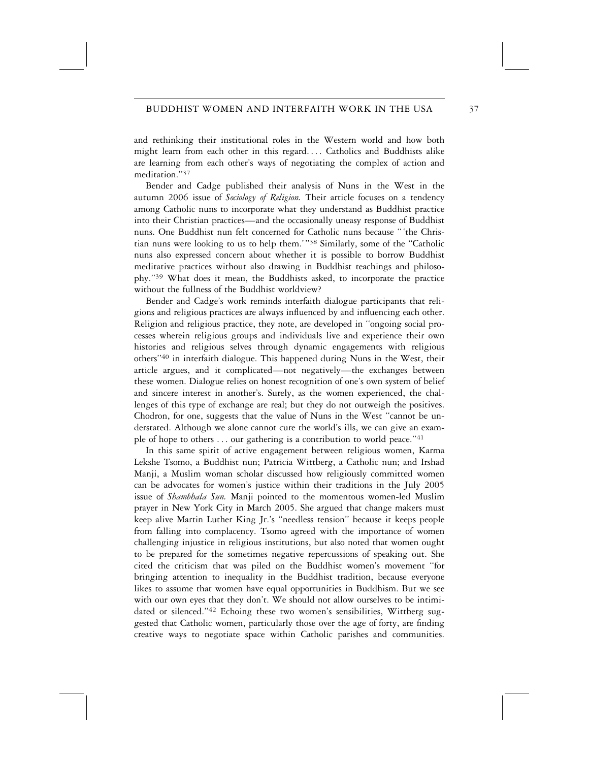and rethinking their institutional roles in the Western world and how both might learn from each other in this regard. . . . Catholics and Buddhists alike are learning from each other's ways of negotiating the complex of action and meditation."[37]

Bender and Cadge published their analysis of Nuns in the West in the autumn 2006 issue of *Sociology of Religion.* Their article focuses on a tendency among Catholic nuns to incorporate what they understand as Buddhist practice into their Christian practices—and the occasionally uneasy response of Buddhist nuns. One Buddhist nun felt concerned for Catholic nuns because " 'the Christian nuns were looking to us to help them.' "[38] Similarly, some of the "Catholic nuns also expressed concern about whether it is possible to borrow Buddhist meditative practices without also drawing in Buddhist teachings and philosophy."[39] What does it mean, the Buddhists asked, to incorporate the practice without the fullness of the Buddhist worldview?

Bender and Cadge's work reminds interfaith dialogue participants that religions and religious practices are always influenced by and influencing each other. Religion and religious practice, they note, are developed in "ongoing social processes wherein religious groups and individuals live and experience their own histories and religious selves through dynamic engagements with religious others"[40] in interfaith dialogue. This happened during Nuns in the West, their article argues, and it complicated—not negatively—the exchanges between these women. Dialogue relies on honest recognition of one's own system of belief and sincere interest in another's. Surely, as the women experienced, the challenges of this type of exchange are real; but they do not outweigh the positives. Chodron, for one, suggests that the value of Nuns in the West "cannot be understated. Although we alone cannot cure the world's ills, we can give an example of hope to others . . . our gathering is a contribution to world peace."[41]

In this same spirit of active engagement between religious women, Karma Lekshe Tsomo, a Buddhist nun; Patricia Wittberg, a Catholic nun; and Irshad Manji, a Muslim woman scholar discussed how religiously committed women can be advocates for women's justice within their traditions in the July 2005 issue of *Shambhala Sun.* Manji pointed to the momentous women-led Muslim prayer in New York City in March 2005. She argued that change makers must keep alive Martin Luther King Jr.'s "needless tension" because it keeps people from falling into complacency. Tsomo agreed with the importance of women challenging injustice in religious institutions, but also noted that women ought to be prepared for the sometimes negative repercussions of speaking out. She cited the criticism that was piled on the Buddhist women's movement "for bringing attention to inequality in the Buddhist tradition, because everyone likes to assume that women have equal opportunities in Buddhism. But we see with our own eyes that they don't. We should not allow ourselves to be intimidated or silenced."[42] Echoing these two women's sensibilities, Wittberg suggested that Catholic women, particularly those over the age of forty, are finding creative ways to negotiate space within Catholic parishes and communities.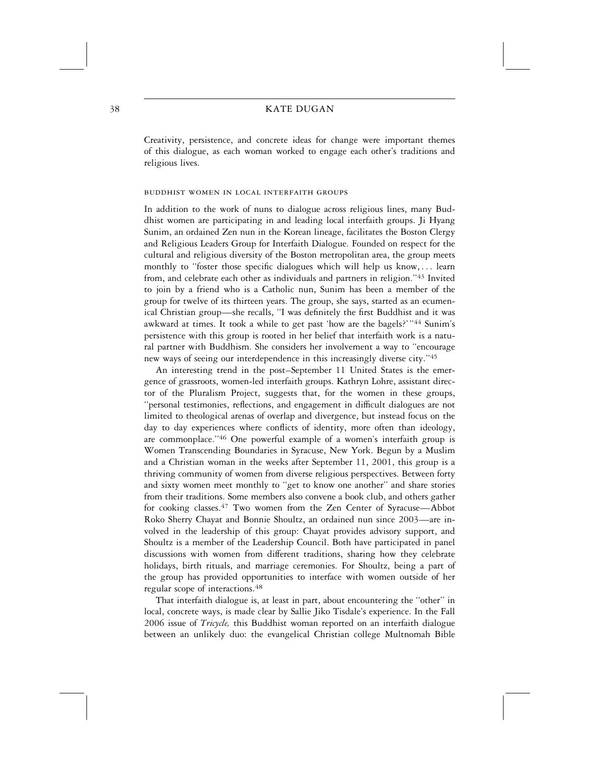Creativity, persistence, and concrete ideas for change were important themes of this dialogue, as each woman worked to engage each other's traditions and religious lives.

## BUDDHIST WOMEN IN LOCAL INTERFAITH GROUPS

In addition to the work of nuns to dialogue across religious lines, many Buddhist women are participating in and leading local interfaith groups. Ji Hyang Sunim, an ordained Zen nun in the Korean lineage, facilitates the Boston Clergy and Religious Leaders Group for Interfaith Dialogue. Founded on respect for the cultural and religious diversity of the Boston metropolitan area, the group meets monthly to "foster those specific dialogues which will help us know, . . . learn from, and celebrate each other as individuals and partners in religion."[43] Invited to join by a friend who is a Catholic nun, Sunim has been a member of the group for twelve of its thirteen years. The group, she says, started as an ecumenical Christian group—she recalls, "I was definitely the first Buddhist and it was awkward at times. It took a while to get past 'how are the bagels?'"[44] Sunim's persistence with this group is rooted in her belief that interfaith work is a natural partner with Buddhism. She considers her involvement a way to "encourage new ways of seeing our interdependence in this increasingly diverse city."[45]

An interesting trend in the post–September 11 United States is the emergence of grassroots, women-led interfaith groups. Kathryn Lohre, assistant director of the Pluralism Project, suggests that, for the women in these groups, "personal testimonies, reflections, and engagement in difficult dialogues are not limited to theological arenas of overlap and divergence, but instead focus on the day to day experiences where conflicts of identity, more often than ideology, are commonplace."[46] One powerful example of a women's interfaith group is Women Transcending Boundaries in Syracuse, New York. Begun by a Muslim and a Christian woman in the weeks after September 11, 2001, this group is a thriving community of women from diverse religious perspectives. Between forty and sixty women meet monthly to "get to know one another" and share stories from their traditions. Some members also convene a book club, and others gather for cooking classes.[47] Two women from the Zen Center of Syracuse—Abbot Roko Sherry Chayat and Bonnie Shoultz, an ordained nun since 2003—are involved in the leadership of this group: Chayat provides advisory support, and Shoultz is a member of the Leadership Council. Both have participated in panel discussions with women from different traditions, sharing how they celebrate holidays, birth rituals, and marriage ceremonies. For Shoultz, being a part of the group has provided opportunities to interface with women outside of her regular scope of interactions.[48]

That interfaith dialogue is, at least in part, about encountering the "other" in local, concrete ways, is made clear by Sallie Jiko Tisdale's experience. In the Fall 2006 issue of *Tricycle,* this Buddhist woman reported on an interfaith dialogue between an unlikely duo: the evangelical Christian college Multnomah Bible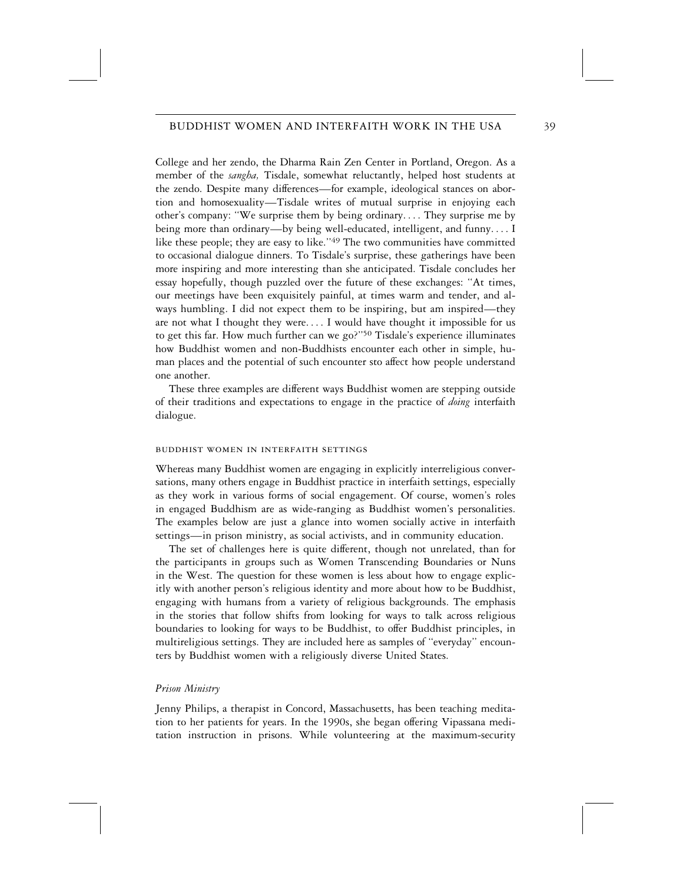College and her zendo, the Dharma Rain Zen Center in Portland, Oregon. As a member of the *sangha,* Tisdale, somewhat reluctantly, helped host students at the zendo. Despite many differences—for example, ideological stances on abortion and homosexuality—Tisdale writes of mutual surprise in enjoying each other's company: "We surprise them by being ordinary. . . . They surprise me by being more than ordinary—by being well-educated, intelligent, and funny. . . . I like these people; they are easy to like."[49] The two communities have committed to occasional dialogue dinners. To Tisdale's surprise, these gatherings have been more inspiring and more interesting than she anticipated. Tisdale concludes her essay hopefully, though puzzled over the future of these exchanges: "At times, our meetings have been exquisitely painful, at times warm and tender, and always humbling. I did not expect them to be inspiring, but am inspired—they are not what I thought they were. . . . I would have thought it impossible for us to get this far. How much further can we go?"[50] Tisdale's experience illuminates how Buddhist women and non-Buddhists encounter each other in simple, human places and the potential of such encounter sto affect how people understand one another.

These three examples are different ways Buddhist women are stepping outside of their traditions and expectations to engage in the practice of *doing* interfaith dialogue.

## BUDDHIST WOMEN IN INTERFAITH SETTINGS

Whereas many Buddhist women are engaging in explicitly interreligious conversations, many others engage in Buddhist practice in interfaith settings, especially as they work in various forms of social engagement. Of course, women's roles in engaged Buddhism are as wide-ranging as Buddhist women's personalities. The examples below are just a glance into women socially active in interfaith settings—in prison ministry, as social activists, and in community education.

The set of challenges here is quite different, though not unrelated, than for the participants in groups such as Women Transcending Boundaries or Nuns in the West. The question for these women is less about how to engage explicitly with another person's religious identity and more about how to be Buddhist, engaging with humans from a variety of religious backgrounds. The emphasis in the stories that follow shifts from looking for ways to talk across religious boundaries to looking for ways to be Buddhist, to offer Buddhist principles, in multireligious settings. They are included here as samples of "everyday" encounters by Buddhist women with a religiously diverse United States.

### *Prison Ministry*

Jenny Philips, a therapist in Concord, Massachusetts, has been teaching meditation to her patients for years. In the 1990s, she began offering Vipassana meditation instruction in prisons. While volunteering at the maximum-security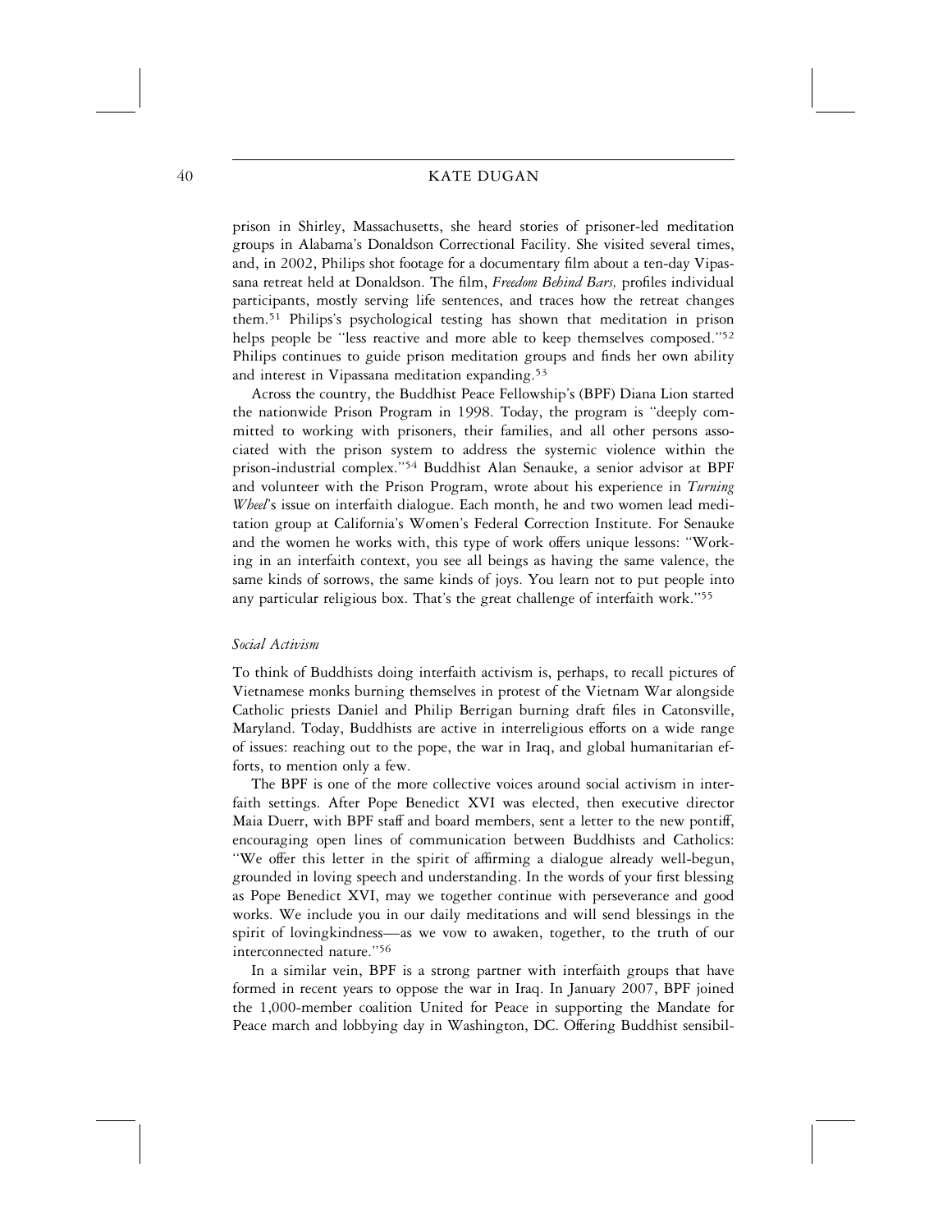prison in Shirley, Massachusetts, she heard stories of prisoner-led meditation groups in Alabama's Donaldson Correctional Facility. She visited several times, and, in 2002, Philips shot footage for a documentary film about a ten-day Vipassana retreat held at Donaldson. The film, *Freedom Behind Bars,* profiles individual participants, mostly serving life sentences, and traces how the retreat changes them.[51] Philips's psychological testing has shown that meditation in prison helps people be "less reactive and more able to keep themselves composed."[52] Philips continues to guide prison meditation groups and finds her own ability and interest in Vipassana meditation expanding.[53]

Across the country, the Buddhist Peace Fellowship's (BPF) Diana Lion started the nationwide Prison Program in 1998. Today, the program is "deeply committed to working with prisoners, their families, and all other persons associated with the prison system to address the systemic violence within the prison-industrial complex."[54] Buddhist Alan Senauke, a senior advisor at BPF and volunteer with the Prison Program, wrote about his experience in *Turning Wheel*'s issue on interfaith dialogue. Each month, he and two women lead meditation group at California's Women's Federal Correction Institute. For Senauke and the women he works with, this type of work offers unique lessons: "Working in an interfaith context, you see all beings as having the same valence, the same kinds of sorrows, the same kinds of joys. You learn not to put people into any particular religious box. That's the great challenge of interfaith work."[55]

*Social Activism*

To think of Buddhists doing interfaith activism is, perhaps, to recall pictures of Vietnamese monks burning themselves in protest of the Vietnam War alongside Catholic priests Daniel and Philip Berrigan burning draft files in Catonsville, Maryland. Today, Buddhists are active in interreligious efforts on a wide range of issues: reaching out to the pope, the war in Iraq, and global humanitarian efforts, to mention only a few.

The BPF is one of the more collective voices around social activism in interfaith settings. After Pope Benedict XVI was elected, then executive director Maia Duerr, with BPF staff and board members, sent a letter to the new pontiff, encouraging open lines of communication between Buddhists and Catholics: "We offer this letter in the spirit of affirming a dialogue already well-begun, grounded in loving speech and understanding. In the words of your first blessing as Pope Benedict XVI, may we together continue with perseverance and good works. We include you in our daily meditations and will send blessings in the spirit of lovingkindness—as we vow to awaken, together, to the truth of our interconnected nature."[56]

In a similar vein, BPF is a strong partner with interfaith groups that have formed in recent years to oppose the war in Iraq. In January 2007, BPF joined the 1,000-member coalition United for Peace in supporting the Mandate for Peace march and lobbying day in Washington, DC. Offering Buddhist sensibil-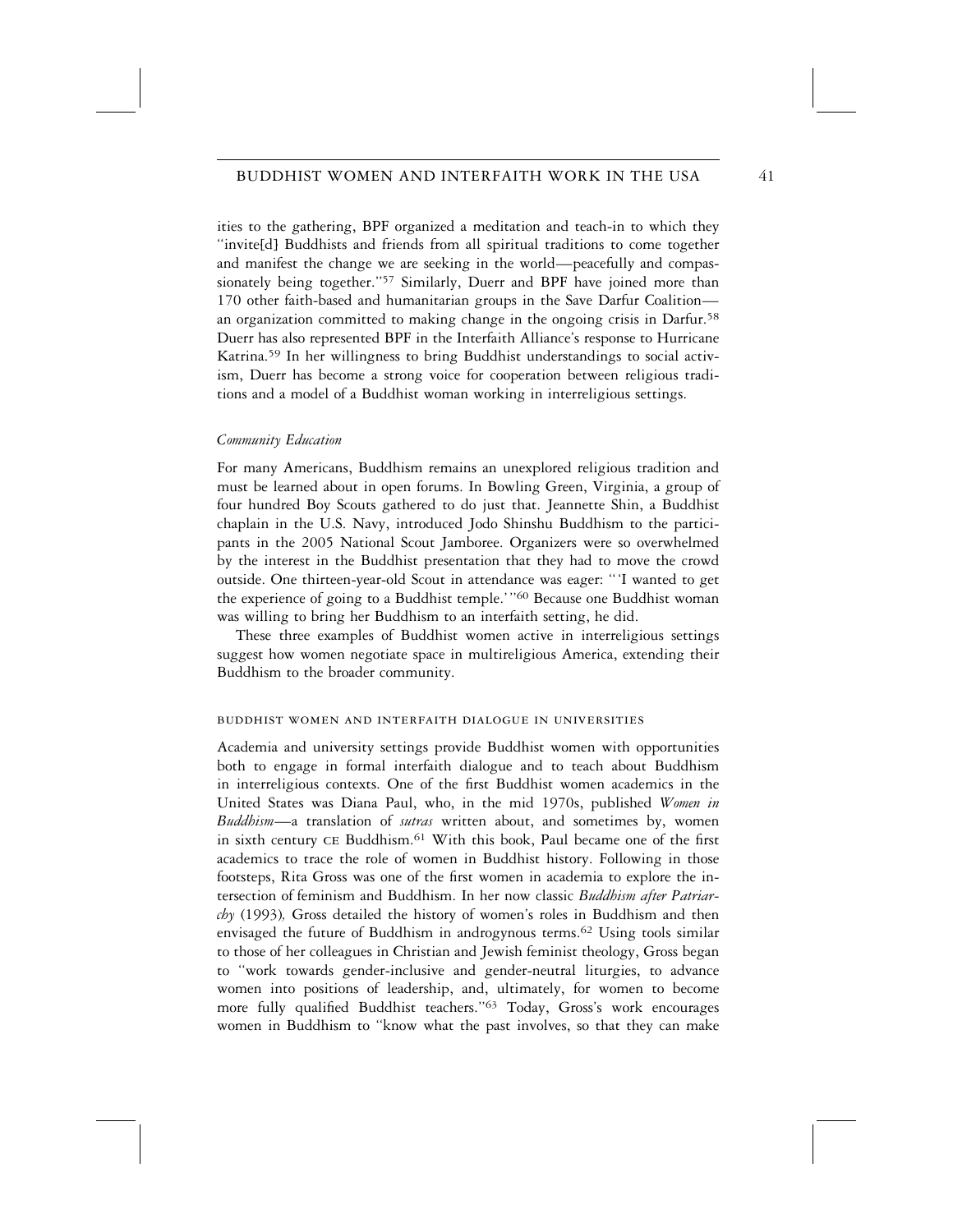ities to the gathering, BPF organized a meditation and teach-in to which they "invite[d] Buddhists and friends from all spiritual traditions to come together and manifest the change we are seeking in the world—peacefully and compassionately being together."[57] Similarly, Duerr and BPF have joined more than 170 other faith-based and humanitarian groups in the Save Darfur Coalition—an organization committed to making change in the ongoing crisis in Darfur.[58] Duerr has also represented BPF in the Interfaith Alliance's response to Hurricane Katrina.[59] In her willingness to bring Buddhist understandings to social activism, Duerr has become a strong voice for cooperation between religious traditions and a model of a Buddhist woman working in interreligious settings.

### *Community Education*

For many Americans, Buddhism remains an unexplored religious tradition and must be learned about in open forums. In Bowling Green, Virginia, a group of four hundred Boy Scouts gathered to do just that. Jeannette Shin, a Buddhist chaplain in the U.S. Navy, introduced Jodo Shinshu Buddhism to the participants in the 2005 National Scout Jamboree. Organizers were so overwhelmed by the interest in the Buddhist presentation that they had to move the crowd outside. One thirteen-year-old Scout in attendance was eager: "'I wanted to get the experience of going to a Buddhist temple.'"[60] Because one Buddhist woman was willing to bring her Buddhism to an interfaith setting, he did.

These three examples of Buddhist women active in interreligious settings suggest how women negotiate space in multireligious America, extending their Buddhism to the broader community.

## BUDDHIST WOMEN AND INTERFAITH DIALOGUE IN UNIVERSITIES

Academia and university settings provide Buddhist women with opportunities both to engage in formal interfaith dialogue and to teach about Buddhism in interreligious contexts. One of the first Buddhist women academics in the United States was Diana Paul, who, in the mid 1970s, published *Women in Buddhism*—a translation of *sutras* written about, and sometimes by, women in sixth century CE Buddhism.[61] With this book, Paul became one of the first academics to trace the role of women in Buddhist history. Following in those footsteps, Rita Gross was one of the first women in academia to explore the intersection of feminism and Buddhism. In her now classic *Buddhism after Patriarchy* (1993)*,* Gross detailed the history of women's roles in Buddhism and then envisaged the future of Buddhism in androgynous terms.[62] Using tools similar to those of her colleagues in Christian and Jewish feminist theology, Gross began to "work towards gender-inclusive and gender-neutral liturgies, to advance women into positions of leadership, and, ultimately, for women to become more fully qualified Buddhist teachers."[63] Today, Gross's work encourages women in Buddhism to "know what the past involves, so that they can make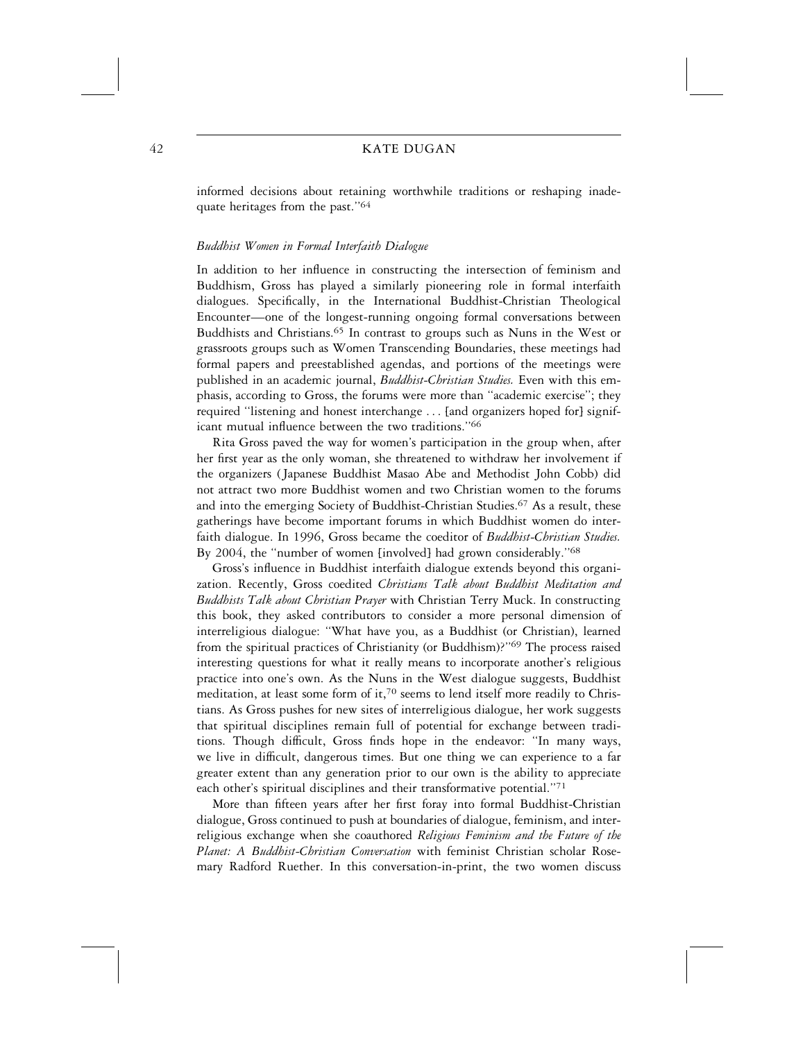informed decisions about retaining worthwhile traditions or reshaping inadequate heritages from the past.''[64]

### *Buddhist Women in Formal Interfaith Dialogue*

In addition to her influence in constructing the intersection of feminism and Buddhism, Gross has played a similarly pioneering role in formal interfaith dialogues. Specifically, in the International Buddhist-Christian Theological Encounter—one of the longest-running ongoing formal conversations between Buddhists and Christians.[65] In contrast to groups such as Nuns in the West or grassroots groups such as Women Transcending Boundaries, these meetings had formal papers and preestablished agendas, and portions of the meetings were published in an academic journal, *Buddhist-Christian Studies.* Even with this emphasis, according to Gross, the forums were more than ''academic exercise''; they required ''listening and honest interchange . . . [and organizers hoped for] significant mutual influence between the two traditions.''[66]

Rita Gross paved the way for women's participation in the group when, after her first year as the only woman, she threatened to withdraw her involvement if the organizers (Japanese Buddhist Masao Abe and Methodist John Cobb) did not attract two more Buddhist women and two Christian women to the forums and into the emerging Society of Buddhist-Christian Studies.[67] As a result, these gatherings have become important forums in which Buddhist women do interfaith dialogue. In 1996, Gross became the coeditor of *Buddhist-Christian Studies.* By 2004, the ''number of women [involved] had grown considerably.''[68]

Gross's influence in Buddhist interfaith dialogue extends beyond this organization. Recently, Gross coedited *Christians Talk about Buddhist Meditation and Buddhists Talk about Christian Prayer* with Christian Terry Muck. In constructing this book, they asked contributors to consider a more personal dimension of interreligious dialogue: ''What have you, as a Buddhist (or Christian), learned from the spiritual practices of Christianity (or Buddhism)?''[69] The process raised interesting questions for what it really means to incorporate another's religious practice into one's own. As the Nuns in the West dialogue suggests, Buddhist meditation, at least some form of it,[70] seems to lend itself more readily to Christians. As Gross pushes for new sites of interreligious dialogue, her work suggests that spiritual disciplines remain full of potential for exchange between traditions. Though difficult, Gross finds hope in the endeavor: ''In many ways, we live in difficult, dangerous times. But one thing we can experience to a far greater extent than any generation prior to our own is the ability to appreciate each other's spiritual disciplines and their transformative potential.''[71]

More than fifteen years after her first foray into formal Buddhist-Christian dialogue, Gross continued to push at boundaries of dialogue, feminism, and interreligious exchange when she coauthored *Religious Feminism and the Future of the Planet: A Buddhist-Christian Conversation* with feminist Christian scholar Rosemary Radford Ruether. In this conversation-in-print, the two women discuss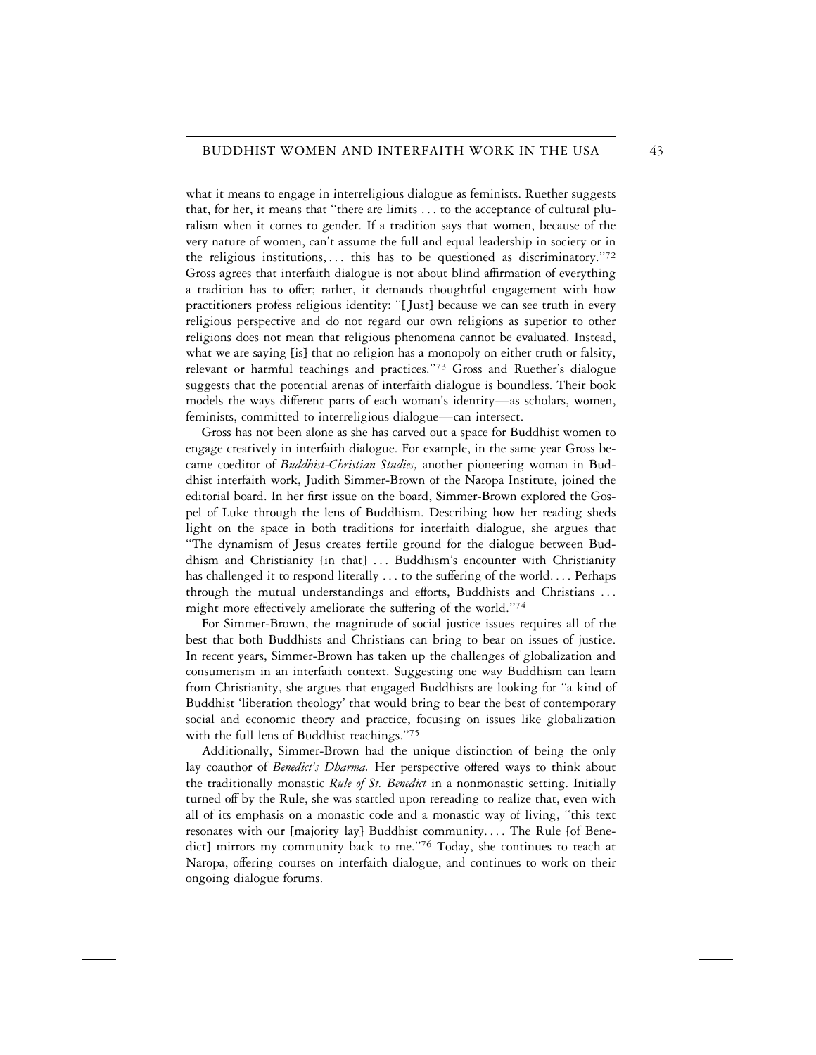what it means to engage in interreligious dialogue as feminists. Ruether suggests that, for her, it means that "there are limits . . . to the acceptance of cultural pluralism when it comes to gender. If a tradition says that women, because of the very nature of women, can't assume the full and equal leadership in society or in the religious institutions, . . . this has to be questioned as discriminatory."[72] Gross agrees that interfaith dialogue is not about blind affirmation of everything a tradition has to offer; rather, it demands thoughtful engagement with how practitioners profess religious identity: "[Just] because we can see truth in every religious perspective and do not regard our own religions as superior to other religions does not mean that religious phenomena cannot be evaluated. Instead, what we are saying [is] that no religion has a monopoly on either truth or falsity, relevant or harmful teachings and practices."[73] Gross and Ruether's dialogue suggests that the potential arenas of interfaith dialogue is boundless. Their book models the ways different parts of each woman's identity—as scholars, women, feminists, committed to interreligious dialogue—can intersect.

Gross has not been alone as she has carved out a space for Buddhist women to engage creatively in interfaith dialogue. For example, in the same year Gross became coeditor of *Buddhist-Christian Studies,* another pioneering woman in Buddhist interfaith work, Judith Simmer-Brown of the Naropa Institute, joined the editorial board. In her first issue on the board, Simmer-Brown explored the Gospel of Luke through the lens of Buddhism. Describing how her reading sheds light on the space in both traditions for interfaith dialogue, she argues that "The dynamism of Jesus creates fertile ground for the dialogue between Buddhism and Christianity [in that] . . . Buddhism's encounter with Christianity has challenged it to respond literally . . . to the suffering of the world. . . . Perhaps through the mutual understandings and efforts, Buddhists and Christians . . . might more effectively ameliorate the suffering of the world."[74]

For Simmer-Brown, the magnitude of social justice issues requires all of the best that both Buddhists and Christians can bring to bear on issues of justice. In recent years, Simmer-Brown has taken up the challenges of globalization and consumerism in an interfaith context. Suggesting one way Buddhism can learn from Christianity, she argues that engaged Buddhists are looking for "a kind of Buddhist 'liberation theology' that would bring to bear the best of contemporary social and economic theory and practice, focusing on issues like globalization with the full lens of Buddhist teachings."[75]

Additionally, Simmer-Brown had the unique distinction of being the only lay coauthor of *Benedict's Dharma.* Her perspective offered ways to think about the traditionally monastic *Rule of St. Benedict* in a nonmonastic setting. Initially turned off by the Rule, she was startled upon rereading to realize that, even with all of its emphasis on a monastic code and a monastic way of living, "this text resonates with our [majority lay] Buddhist community. . . . The Rule [of Benedict] mirrors my community back to me."[76] Today, she continues to teach at Naropa, offering courses on interfaith dialogue, and continues to work on their ongoing dialogue forums.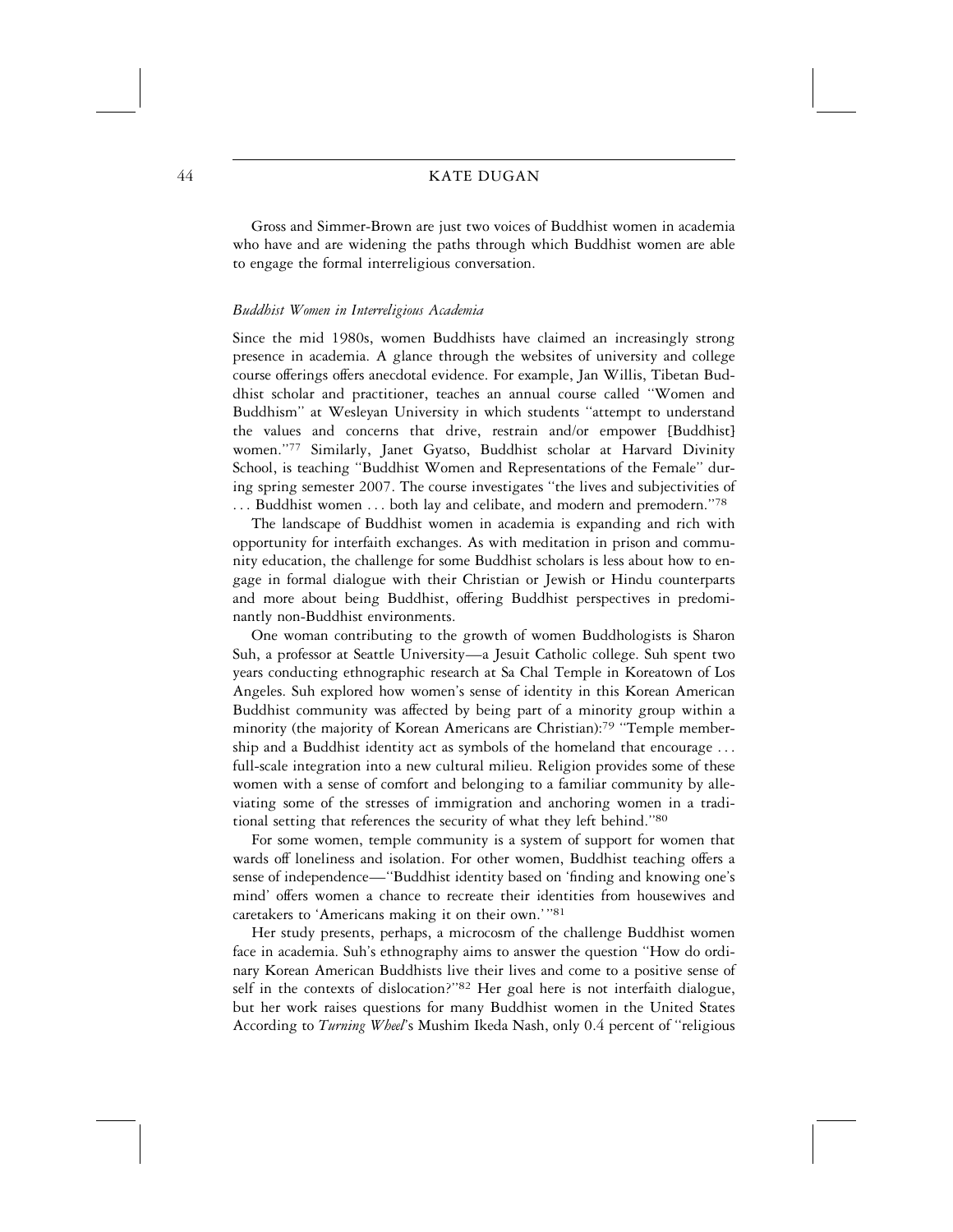Gross and Simmer-Brown are just two voices of Buddhist women in academia who have and are widening the paths through which Buddhist women are able to engage the formal interreligious conversation.

### *Buddhist Women in Interreligious Academia*

Since the mid 1980s, women Buddhists have claimed an increasingly strong presence in academia. A glance through the websites of university and college course offerings offers anecdotal evidence. For example, Jan Willis, Tibetan Buddhist scholar and practitioner, teaches an annual course called ''Women and Buddhism'' at Wesleyan University in which students ''attempt to understand the values and concerns that drive, restrain and/or empower [Buddhist] women.''[77] Similarly, Janet Gyatso, Buddhist scholar at Harvard Divinity School, is teaching ''Buddhist Women and Representations of the Female'' during spring semester 2007. The course investigates ''the lives and subjectivities of . . . Buddhist women . . . both lay and celibate, and modern and premodern.''[78]

The landscape of Buddhist women in academia is expanding and rich with opportunity for interfaith exchanges. As with meditation in prison and community education, the challenge for some Buddhist scholars is less about how to engage in formal dialogue with their Christian or Jewish or Hindu counterparts and more about being Buddhist, offering Buddhist perspectives in predominantly non-Buddhist environments.

One woman contributing to the growth of women Buddhologists is Sharon Suh, a professor at Seattle University—a Jesuit Catholic college. Suh spent two years conducting ethnographic research at Sa Chal Temple in Koreatown of Los Angeles. Suh explored how women's sense of identity in this Korean American Buddhist community was affected by being part of a minority group within a minority (the majority of Korean Americans are Christian):[79] ''Temple membership and a Buddhist identity act as symbols of the homeland that encourage . . . full-scale integration into a new cultural milieu. Religion provides some of these women with a sense of comfort and belonging to a familiar community by alleviating some of the stresses of immigration and anchoring women in a traditional setting that references the security of what they left behind.''[80]

For some women, temple community is a system of support for women that wards off loneliness and isolation. For other women, Buddhist teaching offers a sense of independence—''Buddhist identity based on 'finding and knowing one's mind' offers women a chance to recreate their identities from housewives and caretakers to 'Americans making it on their own.' ''[81]

Her study presents, perhaps, a microcosm of the challenge Buddhist women face in academia. Suh's ethnography aims to answer the question ''How do ordinary Korean American Buddhists live their lives and come to a positive sense of self in the contexts of dislocation?''[82] Her goal here is not interfaith dialogue, but her work raises questions for many Buddhist women in the United States According to *Turning Wheel*'s Mushim Ikeda Nash, only 0.4 percent of ''religious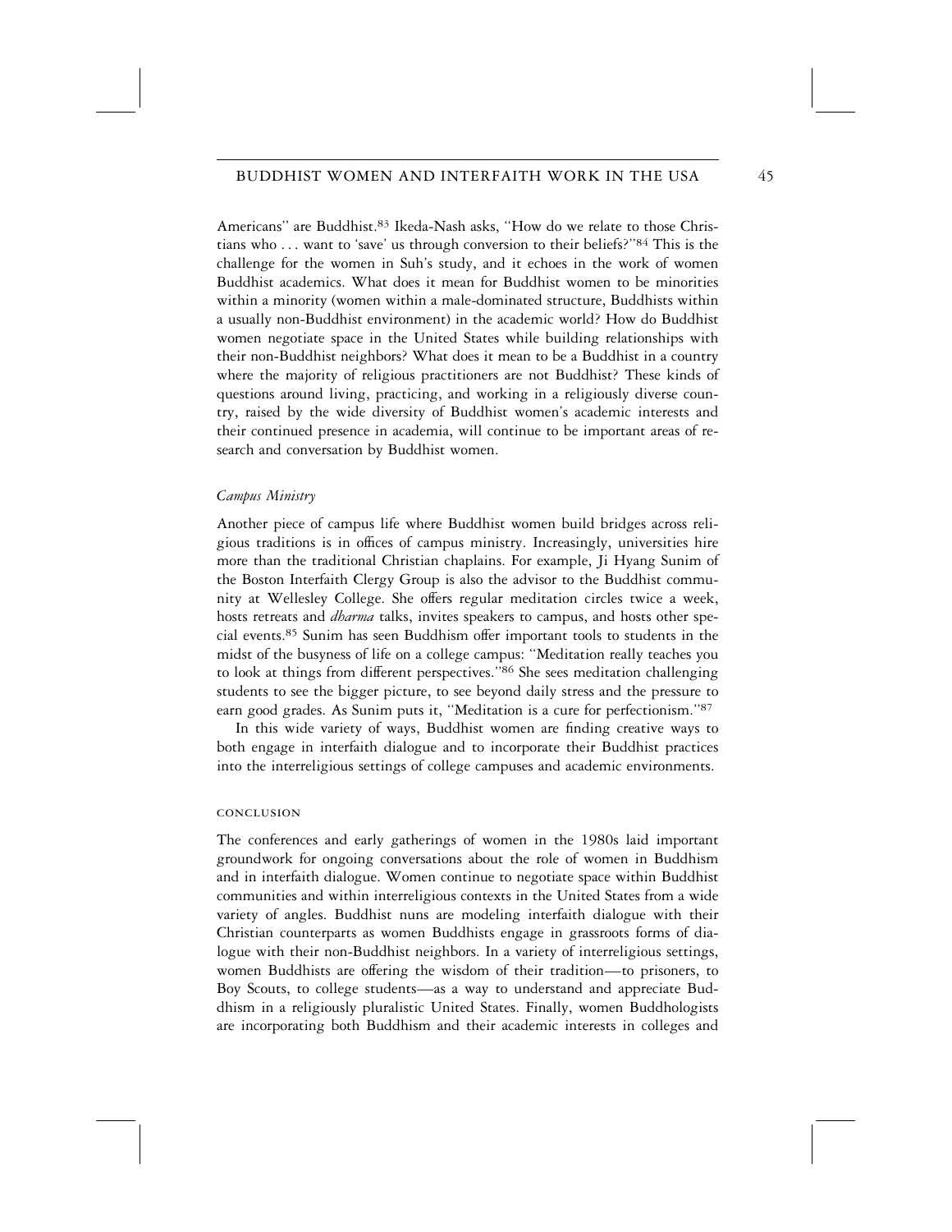Americans" are Buddhist.[83] Ikeda-Nash asks, "How do we relate to those Christians who . . . want to 'save' us through conversion to their beliefs?"[84] This is the challenge for the women in Suh's study, and it echoes in the work of women Buddhist academics. What does it mean for Buddhist women to be minorities within a minority (women within a male-dominated structure, Buddhists within a usually non-Buddhist environment) in the academic world? How do Buddhist women negotiate space in the United States while building relationships with their non-Buddhist neighbors? What does it mean to be a Buddhist in a country where the majority of religious practitioners are not Buddhist? These kinds of questions around living, practicing, and working in a religiously diverse country, raised by the wide diversity of Buddhist women's academic interests and their continued presence in academia, will continue to be important areas of research and conversation by Buddhist women.

### *Campus Ministry*

Another piece of campus life where Buddhist women build bridges across religious traditions is in offices of campus ministry. Increasingly, universities hire more than the traditional Christian chaplains. For example, Ji Hyang Sunim of the Boston Interfaith Clergy Group is also the advisor to the Buddhist community at Wellesley College. She offers regular meditation circles twice a week, hosts retreats and *dharma* talks, invites speakers to campus, and hosts other special events.[85] Sunim has seen Buddhism offer important tools to students in the midst of the busyness of life on a college campus: "Meditation really teaches you to look at things from different perspectives."[86] She sees meditation challenging students to see the bigger picture, to see beyond daily stress and the pressure to earn good grades. As Sunim puts it, "Meditation is a cure for perfectionism."[87]

In this wide variety of ways, Buddhist women are finding creative ways to both engage in interfaith dialogue and to incorporate their Buddhist practices into the interreligious settings of college campuses and academic environments.

## CONCLUSION

The conferences and early gatherings of women in the 1980s laid important groundwork for ongoing conversations about the role of women in Buddhism and in interfaith dialogue. Women continue to negotiate space within Buddhist communities and within interreligious contexts in the United States from a wide variety of angles. Buddhist nuns are modeling interfaith dialogue with their Christian counterparts as women Buddhists engage in grassroots forms of dialogue with their non-Buddhist neighbors. In a variety of interreligious settings, women Buddhists are offering the wisdom of their tradition—to prisoners, to Boy Scouts, to college students—as a way to understand and appreciate Buddhism in a religiously pluralistic United States. Finally, women Buddhologists are incorporating both Buddhism and their academic interests in colleges and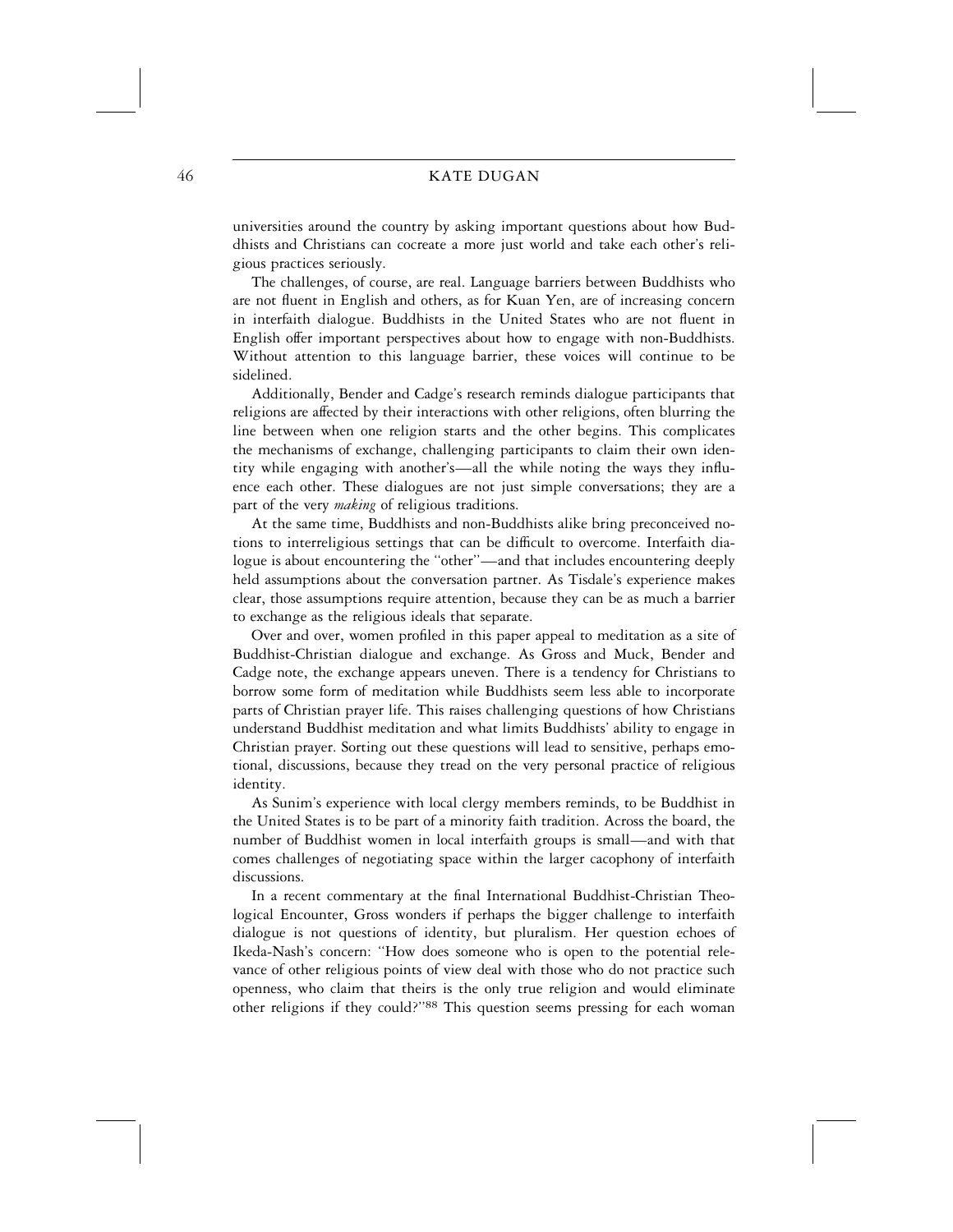universities around the country by asking important questions about how Buddhists and Christians can cocreate a more just world and take each other's religious practices seriously.

The challenges, of course, are real. Language barriers between Buddhists who are not fluent in English and others, as for Kuan Yen, are of increasing concern in interfaith dialogue. Buddhists in the United States who are not fluent in English offer important perspectives about how to engage with non-Buddhists. Without attention to this language barrier, these voices will continue to be sidelined.

Additionally, Bender and Cadge's research reminds dialogue participants that religions are affected by their interactions with other religions, often blurring the line between when one religion starts and the other begins. This complicates the mechanisms of exchange, challenging participants to claim their own identity while engaging with another's—all the while noting the ways they influence each other. These dialogues are not just simple conversations; they are a part of the very *making* of religious traditions.

At the same time, Buddhists and non-Buddhists alike bring preconceived notions to interreligious settings that can be difficult to overcome. Interfaith dialogue is about encountering the ''other''—and that includes encountering deeply held assumptions about the conversation partner. As Tisdale's experience makes clear, those assumptions require attention, because they can be as much a barrier to exchange as the religious ideals that separate.

Over and over, women profiled in this paper appeal to meditation as a site of Buddhist-Christian dialogue and exchange. As Gross and Muck, Bender and Cadge note, the exchange appears uneven. There is a tendency for Christians to borrow some form of meditation while Buddhists seem less able to incorporate parts of Christian prayer life. This raises challenging questions of how Christians understand Buddhist meditation and what limits Buddhists' ability to engage in Christian prayer. Sorting out these questions will lead to sensitive, perhaps emotional, discussions, because they tread on the very personal practice of religious identity.

As Sunim's experience with local clergy members reminds, to be Buddhist in the United States is to be part of a minority faith tradition. Across the board, the number of Buddhist women in local interfaith groups is small—and with that comes challenges of negotiating space within the larger cacophony of interfaith discussions.

In a recent commentary at the final International Buddhist-Christian Theological Encounter, Gross wonders if perhaps the bigger challenge to interfaith dialogue is not questions of identity, but pluralism. Her question echoes of Ikeda-Nash's concern: ''How does someone who is open to the potential relevance of other religious points of view deal with those who do not practice such openness, who claim that theirs is the only true religion and would eliminate other religions if they could?''[88] This question seems pressing for each woman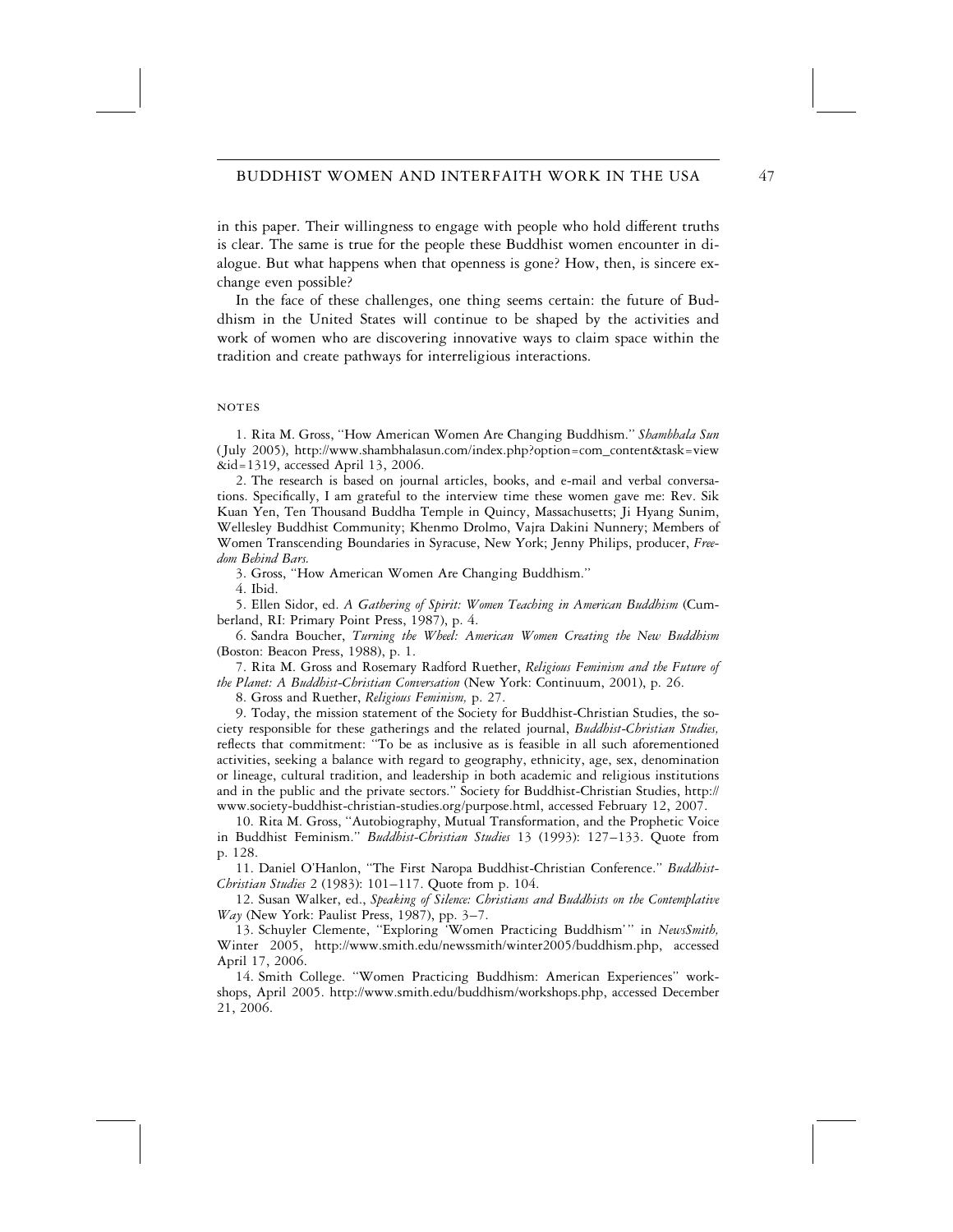in this paper. Their willingness to engage with people who hold different truths is clear. The same is true for the people these Buddhist women encounter in dialogue. But what happens when that openness is gone? How, then, is sincere exchange even possible?

In the face of these challenges, one thing seems certain: the future of Buddhism in the United States will continue to be shaped by the activities and work of women who are discovering innovative ways to claim space within the tradition and create pathways for interreligious interactions.

## NOTES

1. Rita M. Gross, "How American Women Are Changing Buddhism." *Shambhala Sun* (July 2005), http://www.shambhalasun.com/index.php?option=com_content&task=view&id=1319, accessed April 13, 2006.

2. The research is based on journal articles, books, and e-mail and verbal conversations. Specifically, I am grateful to the interview time these women gave me: Rev. Sik Kuan Yen, Ten Thousand Buddha Temple in Quincy, Massachusetts; Ji Hyang Sunim, Wellesley Buddhist Community; Khenmo Drolmo, Vajra Dakini Nunnery; Members of Women Transcending Boundaries in Syracuse, New York; Jenny Philips, producer, *Freedom Behind Bars.*

3. Gross, "How American Women Are Changing Buddhism."

4. Ibid.

5. Ellen Sidor, ed. *A Gathering of Spirit: Women Teaching in American Buddhism* (Cumberland, RI: Primary Point Press, 1987), p. 4.

6. Sandra Boucher, *Turning the Wheel: American Women Creating the New Buddhism* (Boston: Beacon Press, 1988), p. 1.

7. Rita M. Gross and Rosemary Radford Ruether, *Religious Feminism and the Future of the Planet: A Buddhist-Christian Conversation* (New York: Continuum, 2001), p. 26.

8. Gross and Ruether, *Religious Feminism,* p. 27.

9. Today, the mission statement of the Society for Buddhist-Christian Studies, the society responsible for these gatherings and the related journal, *Buddhist-Christian Studies,* reflects that commitment: "To be as inclusive as is feasible in all such aforementioned activities, seeking a balance with regard to geography, ethnicity, age, sex, denomination or lineage, cultural tradition, and leadership in both academic and religious institutions and in the public and the private sectors." Society for Buddhist-Christian Studies, http://www.society-buddhist-christian-studies.org/purpose.html, accessed February 12, 2007.

10. Rita M. Gross, "Autobiography, Mutual Transformation, and the Prophetic Voice in Buddhist Feminism." *Buddhist-Christian Studies* 13 (1993): 127–133. Quote from p. 128.

11. Daniel O'Hanlon, "The First Naropa Buddhist-Christian Conference." *Buddhist-Christian Studies* 2 (1983): 101–117. Quote from p. 104.

12. Susan Walker, ed., *Speaking of Silence: Christians and Buddhists on the Contemplative Way* (New York: Paulist Press, 1987), pp. 3–7.

13. Schuyler Clemente, "Exploring 'Women Practicing Buddhism'" in *NewsSmith,* Winter 2005, http://www.smith.edu/newssmith/winter2005/buddhism.php, accessed April 17, 2006.

14. Smith College. "Women Practicing Buddhism: American Experiences" workshops, April 2005. http://www.smith.edu/buddhism/workshops.php, accessed December 21, 2006.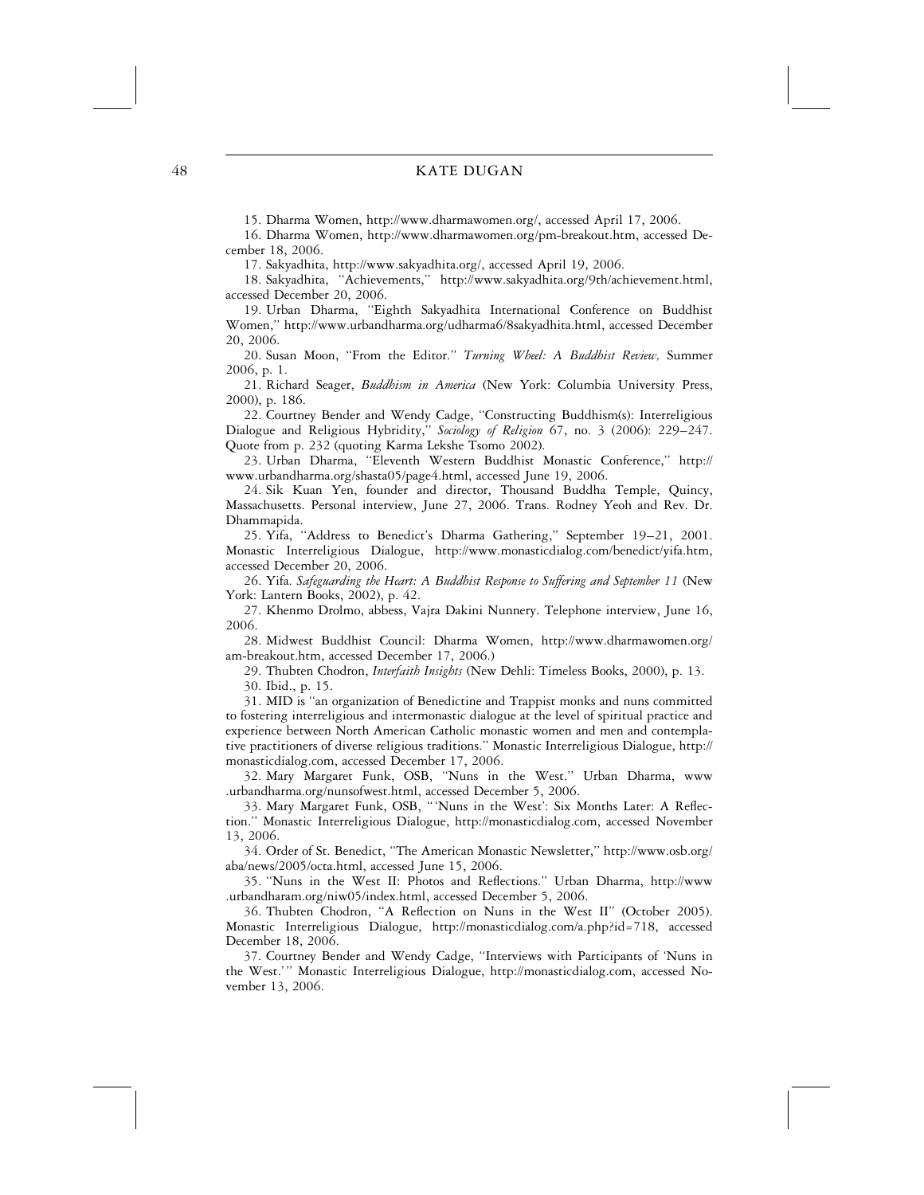15. Dharma Women, http://www.dharmawomen.org/, accessed April 17, 2006.

16. Dharma Women, http://www.dharmawomen.org/pm-breakout.htm, accessed December 18, 2006.

17. Sakyadhita, http://www.sakyadhita.org/, accessed April 19, 2006.

18. Sakyadhita, "Achievements," http://www.sakyadhita.org/9th/achievement.html, accessed December 20, 2006.

19. Urban Dharma, "Eighth Sakyadhita International Conference on Buddhist Women," http://www.urbandharma.org/udharma6/8sakyadhita.html, accessed December 20, 2006.

20. Susan Moon, "From the Editor." *Turning Wheel: A Buddhist Review,* Summer 2006, p. 1.

21. Richard Seager, *Buddhism in America* (New York: Columbia University Press, 2000), p. 186.

22. Courtney Bender and Wendy Cadge, "Constructing Buddhism(s): Interreligious Dialogue and Religious Hybridity," *Sociology of Religion* 67, no. 3 (2006): 229–247. Quote from p. 232 (quoting Karma Lekshe Tsomo 2002).

23. Urban Dharma, "Eleventh Western Buddhist Monastic Conference," http://www.urbandharma.org/shasta05/page4.html, accessed June 19, 2006.

24. Sik Kuan Yen, founder and director, Thousand Buddha Temple, Quincy, Massachusetts. Personal interview, June 27, 2006. Trans. Rodney Yeoh and Rev. Dr. Dhammapida.

25. Yifa, "Address to Benedict's Dharma Gathering," September 19–21, 2001. Monastic Interreligious Dialogue, http://www.monasticdialog.com/benedict/yifa.htm, accessed December 20, 2006.

26. Yifa. *Safeguarding the Heart: A Buddhist Response to Suffering and September 11* (New York: Lantern Books, 2002), p. 42.

27. Khenmo Drolmo, abbess, Vajra Dakini Nunnery. Telephone interview, June 16, 2006.

28. Midwest Buddhist Council: Dharma Women, http://www.dharmawomen.org/am-breakout.htm, accessed December 17, 2006.)

29. Thubten Chodron, *Interfaith Insights* (New Dehli: Timeless Books, 2000), p. 13.

30. Ibid., p. 15.

31. MID is "an organization of Benedictine and Trappist monks and nuns committed to fostering interreligious and intermonastic dialogue at the level of spiritual practice and experience between North American Catholic monastic women and men and contemplative practitioners of diverse religious traditions." Monastic Interreligious Dialogue, http://monasticdialog.com, accessed December 17, 2006.

32. Mary Margaret Funk, OSB, "Nuns in the West." Urban Dharma, www.urbandharma.org/nunsofwest.html, accessed December 5, 2006.

33. Mary Margaret Funk, OSB, "'Nuns in the West': Six Months Later: A Reflection." Monastic Interreligious Dialogue, http://monasticdialog.com, accessed November 13, 2006.

34. Order of St. Benedict, "The American Monastic Newsletter," http://www.osb.org/aba/news/2005/octa.html, accessed June 15, 2006.

35. "Nuns in the West II: Photos and Reflections." Urban Dharma, http://www.urbandharam.org/niw05/index.html, accessed December 5, 2006.

36. Thubten Chodron, "A Reflection on Nuns in the West II" (October 2005). Monastic Interreligious Dialogue, http://monasticdialog.com/a.php?id=718, accessed December 18, 2006.

37. Courtney Bender and Wendy Cadge, "Interviews with Participants of 'Nuns in the West.'" Monastic Interreligious Dialogue, http://monasticdialog.com, accessed November 13, 2006.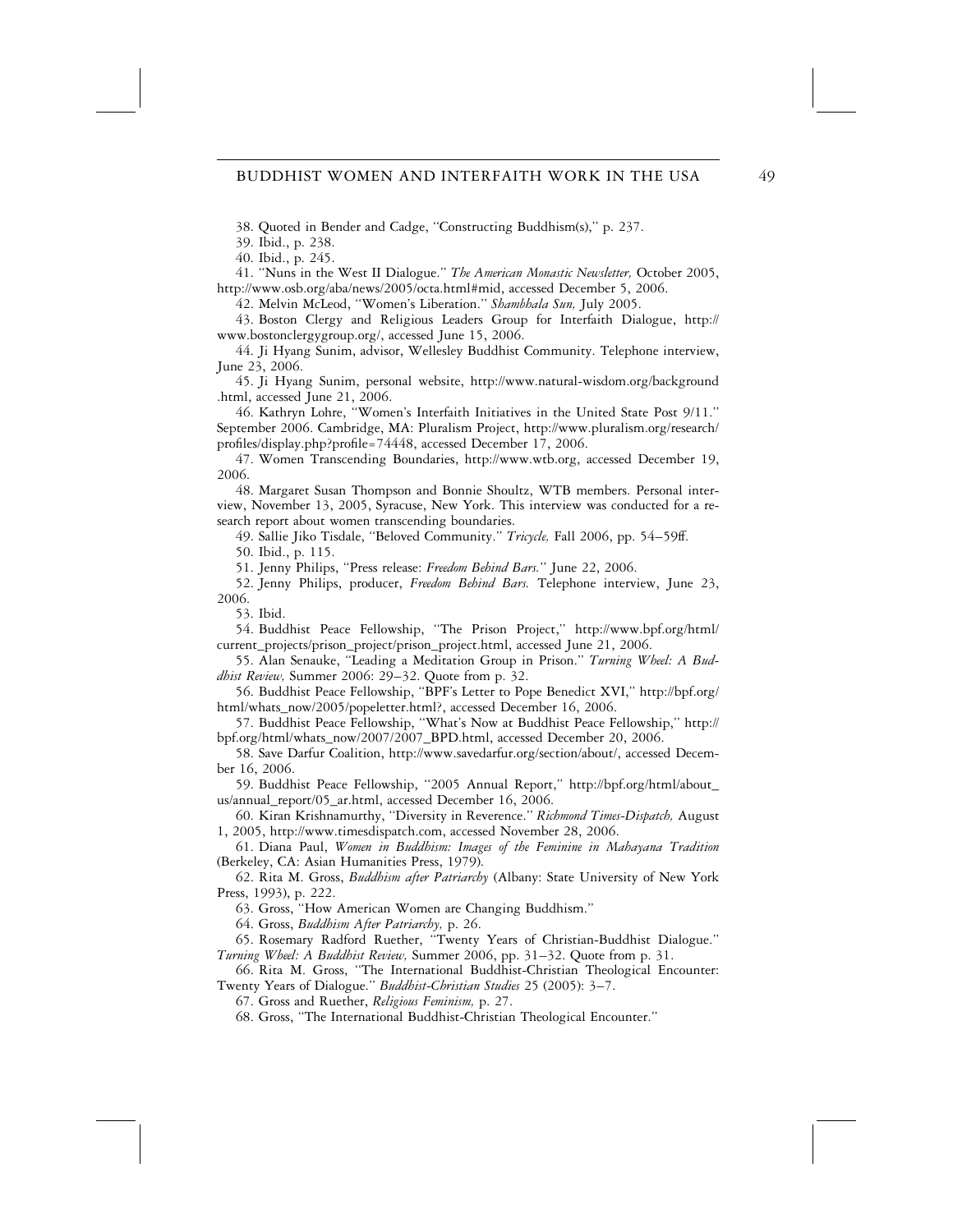38. Quoted in Bender and Cadge, "Constructing Buddhism(s)," p. 237.

39. Ibid., p. 238.

40. Ibid., p. 245.

41. "Nuns in the West II Dialogue." *The American Monastic Newsletter,* October 2005, http://www.osb.org/aba/news/2005/octa.html#mid, accessed December 5, 2006.

42. Melvin McLeod, "Women's Liberation." *Shambhala Sun,* July 2005.

43. Boston Clergy and Religious Leaders Group for Interfaith Dialogue, http://www.bostonclergygroup.org/, accessed June 15, 2006.

44. Ji Hyang Sunim, advisor, Wellesley Buddhist Community. Telephone interview, June 23, 2006.

45. Ji Hyang Sunim, personal website, http://www.natural-wisdom.org/background.html, accessed June 21, 2006.

46. Kathryn Lohre, "Women's Interfaith Initiatives in the United State Post 9/11." September 2006. Cambridge, MA: Pluralism Project, http://www.pluralism.org/research/profiles/display.php?profile=74448, accessed December 17, 2006.

47. Women Transcending Boundaries, http://www.wtb.org, accessed December 19, 2006.

48. Margaret Susan Thompson and Bonnie Shoultz, WTB members. Personal interview, November 13, 2005, Syracuse, New York. This interview was conducted for a research report about women transcending boundaries.

49. Sallie Jiko Tisdale, "Beloved Community." *Tricycle,* Fall 2006, pp. 54–59ff.

50. Ibid., p. 115.

51. Jenny Philips, "Press release: *Freedom Behind Bars.*" June 22, 2006.

52. Jenny Philips, producer, *Freedom Behind Bars.* Telephone interview, June 23, 2006.

53. Ibid.

54. Buddhist Peace Fellowship, "The Prison Project," http://www.bpf.org/html/current_projects/prison_project/prison_project.html, accessed June 21, 2006.

55. Alan Senauke, "Leading a Meditation Group in Prison." *Turning Wheel: A Buddhist Review,* Summer 2006: 29–32. Quote from p. 32.

56. Buddhist Peace Fellowship, "BPF's Letter to Pope Benedict XVI," http://bpf.org/html/whats_now/2005/popeletter.html?, accessed December 16, 2006.

57. Buddhist Peace Fellowship, "What's Now at Buddhist Peace Fellowship," http://bpf.org/html/whats_now/2007/2007_BPD.html, accessed December 20, 2006.

58. Save Darfur Coalition, http://www.savedarfur.org/section/about/, accessed December 16, 2006.

59. Buddhist Peace Fellowship, "2005 Annual Report," http://bpf.org/html/about_us/annual_report/05_ar.html, accessed December 16, 2006.

60. Kiran Krishnamurthy, "Diversity in Reverence." *Richmond Times-Dispatch,* August 1, 2005, http://www.timesdispatch.com, accessed November 28, 2006.

61. Diana Paul, *Women in Buddhism: Images of the Feminine in Mahayana Tradition* (Berkeley, CA: Asian Humanities Press, 1979).

62. Rita M. Gross, *Buddhism after Patriarchy* (Albany: State University of New York Press, 1993), p. 222.

63. Gross, "How American Women are Changing Buddhism."

64. Gross, *Buddhism After Patriarchy,* p. 26.

65. Rosemary Radford Ruether, "Twenty Years of Christian-Buddhist Dialogue." *Turning Wheel: A Buddhist Review,* Summer 2006, pp. 31–32. Quote from p. 31.

66. Rita M. Gross, "The International Buddhist-Christian Theological Encounter: Twenty Years of Dialogue." *Buddhist-Christian Studies* 25 (2005): 3–7.

67. Gross and Ruether, *Religious Feminism,* p. 27.

68. Gross, "The International Buddhist-Christian Theological Encounter."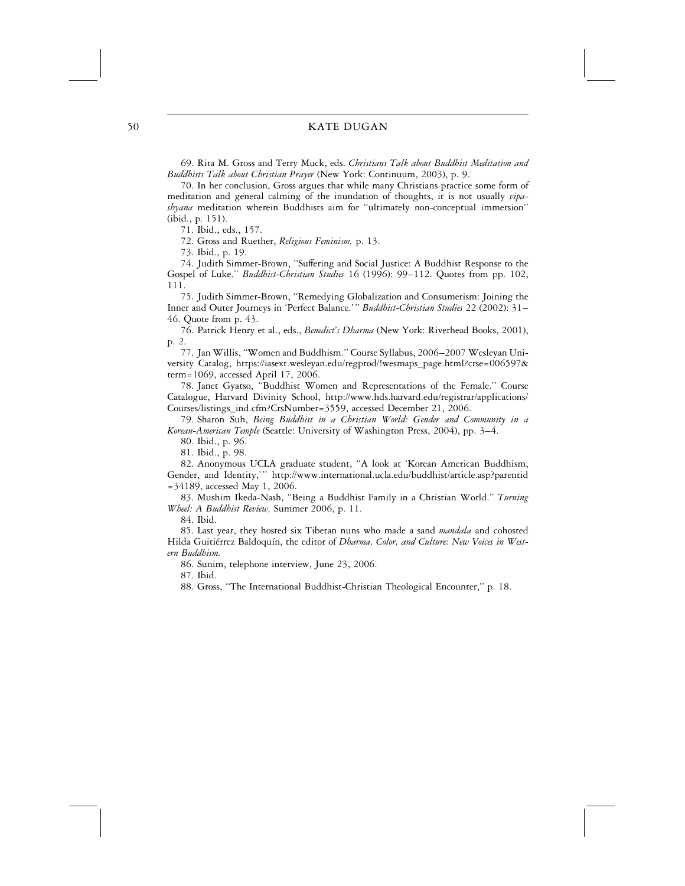69. Rita M. Gross and Terry Muck, eds. *Christians Talk about Buddhist Meditation and Buddhists Talk about Christian Prayer* (New York: Continuum, 2003), p. 9.

70. In her conclusion, Gross argues that while many Christians practice some form of meditation and general calming of the inundation of thoughts, it is not usually *vipashyana* meditation wherein Buddhists aim for "ultimately non-conceptual immersion" (ibid., p. 151).

71. Ibid., eds., 157.

72. Gross and Ruether, *Religious Feminism,* p. 13.

73. Ibid., p. 19.

74. Judith Simmer-Brown, "Suffering and Social Justice: A Buddhist Response to the Gospel of Luke." *Buddhist-Christian Studies* 16 (1996): 99–112. Quotes from pp. 102, 111.

75. Judith Simmer-Brown, "Remedying Globalization and Consumerism: Joining the Inner and Outer Journeys in 'Perfect Balance.'" *Buddhist-Christian Studies* 22 (2002): 31–46. Quote from p. 43.

76. Patrick Henry et al., eds., *Benedict's Dharma* (New York: Riverhead Books, 2001), p. 2.

77. Jan Willis, "Women and Buddhism." Course Syllabus, 2006–2007 Wesleyan University Catalog, https://iasext.wesleyan.edu/regprod/!wesmaps_page.html?crse=006597&term=1069, accessed April 17, 2006.

78. Janet Gyatso, "Buddhist Women and Representations of the Female." Course Catalogue, Harvard Divinity School, http://www.hds.harvard.edu/registrar/applications/Courses/listings_ind.cfm?CrsNumber=3559, accessed December 21, 2006.

79. Sharon Suh, *Being Buddhist in a Christian World: Gender and Community in a Korean-American Temple* (Seattle: University of Washington Press, 2004), pp. 3–4.

80. Ibid., p. 96.

81. Ibid., p. 98.

82. Anonymous UCLA graduate student, "A look at 'Korean American Buddhism, Gender, and Identity,'" http://www.international.ucla.edu/buddhist/article.asp?parentid=34189, accessed May 1, 2006.

83. Mushim Ikeda-Nash, "Being a Buddhist Family in a Christian World." *Turning Wheel: A Buddhist Review,* Summer 2006, p. 11.

84. Ibid.

85. Last year, they hosted six Tibetan nuns who made a sand *mandala* and cohosted Hilda Guitiérrez Baldoquín, the editor of *Dharma, Color, and Culture: New Voices in Western Buddhism.*

86. Sunim, telephone interview, June 23, 2006.

87. Ibid.

88. Gross, "The International Buddhist-Christian Theological Encounter," p. 18.